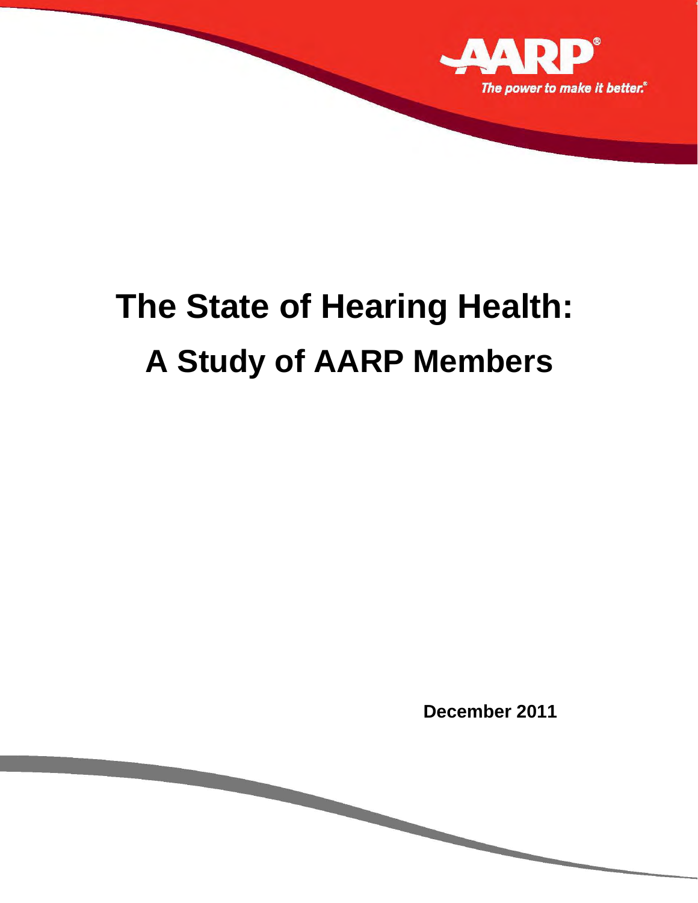AARP®

The power to make it better.®

# The State of Hearing Health: A Study of AARP Members

**December 2011**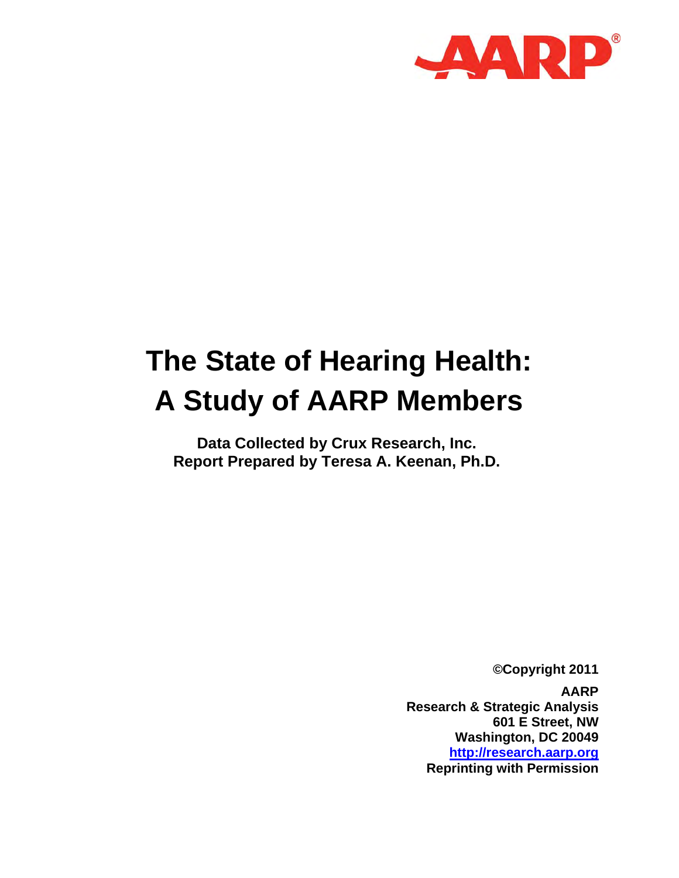AARP

# The State of Hearing Health: A Study of AARP Members

**Data Collected by Crux Research, Inc.**
**Report Prepared by Teresa A. Keenan, Ph.D.**

**©Copyright 2011**

**AARP**
**Research & Strategic Analysis**
**601 E Street, NW**
**Washington, DC 20049**
**http://research.aarp.org**
**Reprinting with Permission**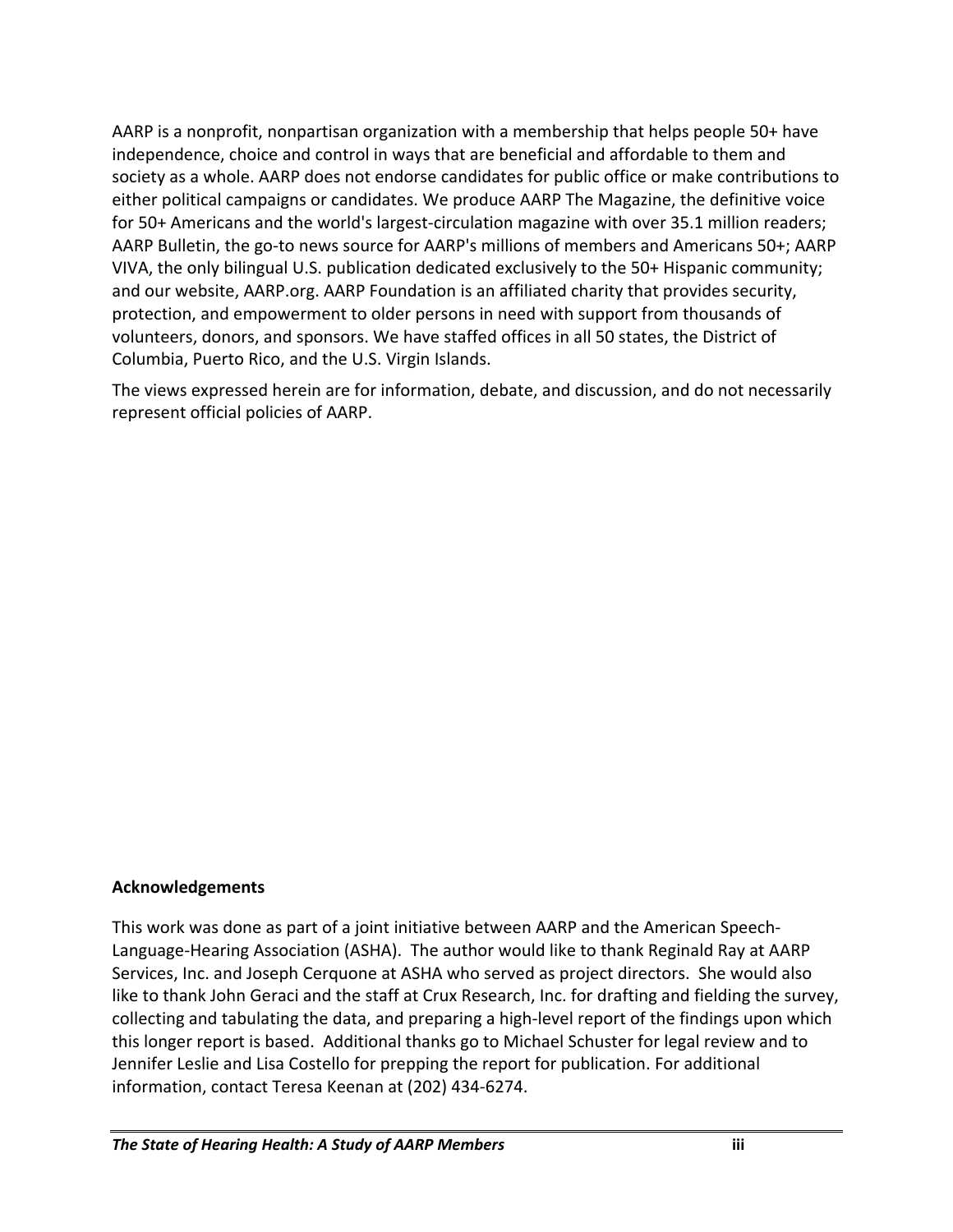AARP is a nonprofit, nonpartisan organization with a membership that helps people 50+ have independence, choice and control in ways that are beneficial and affordable to them and society as a whole. AARP does not endorse candidates for public office or make contributions to either political campaigns or candidates. We produce AARP The Magazine, the definitive voice for 50+ Americans and the world's largest-circulation magazine with over 35.1 million readers; AARP Bulletin, the go-to news source for AARP's millions of members and Americans 50+; AARP VIVA, the only bilingual U.S. publication dedicated exclusively to the 50+ Hispanic community; and our website, AARP.org. AARP Foundation is an affiliated charity that provides security, protection, and empowerment to older persons in need with support from thousands of volunteers, donors, and sponsors. We have staffed offices in all 50 states, the District of Columbia, Puerto Rico, and the U.S. Virgin Islands.

The views expressed herein are for information, debate, and discussion, and do not necessarily represent official policies of AARP.

**Acknowledgements**

This work was done as part of a joint initiative between AARP and the American Speech-Language-Hearing Association (ASHA). The author would like to thank Reginald Ray at AARP Services, Inc. and Joseph Cerquone at ASHA who served as project directors. She would also like to thank John Geraci and the staff at Crux Research, Inc. for drafting and fielding the survey, collecting and tabulating the data, and preparing a high-level report of the findings upon which this longer report is based. Additional thanks go to Michael Schuster for legal review and to Jennifer Leslie and Lisa Costello for prepping the report for publication. For additional information, contact Teresa Keenan at (202) 434-6274.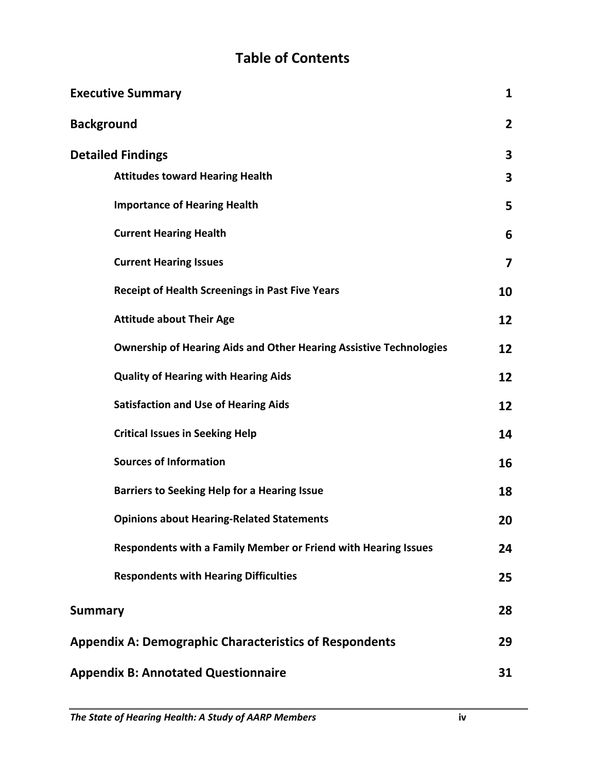# Table of Contents

| | |
|---|---|
| **Executive Summary** | **1** |
| **Background** | **2** |
| **Detailed Findings** | **3** |
| &nbsp;&nbsp;&nbsp;&nbsp;**Attitudes toward Hearing Health** | **3** |
| &nbsp;&nbsp;&nbsp;&nbsp;**Importance of Hearing Health** | **5** |
| &nbsp;&nbsp;&nbsp;&nbsp;**Current Hearing Health** | **6** |
| &nbsp;&nbsp;&nbsp;&nbsp;**Current Hearing Issues** | **7** |
| &nbsp;&nbsp;&nbsp;&nbsp;**Receipt of Health Screenings in Past Five Years** | **10** |
| &nbsp;&nbsp;&nbsp;&nbsp;**Attitude about Their Age** | **12** |
| &nbsp;&nbsp;&nbsp;&nbsp;**Ownership of Hearing Aids and Other Hearing Assistive Technologies** | **12** |
| &nbsp;&nbsp;&nbsp;&nbsp;**Quality of Hearing with Hearing Aids** | **12** |
| &nbsp;&nbsp;&nbsp;&nbsp;**Satisfaction and Use of Hearing Aids** | **12** |
| &nbsp;&nbsp;&nbsp;&nbsp;**Critical Issues in Seeking Help** | **14** |
| &nbsp;&nbsp;&nbsp;&nbsp;**Sources of Information** | **16** |
| &nbsp;&nbsp;&nbsp;&nbsp;**Barriers to Seeking Help for a Hearing Issue** | **18** |
| &nbsp;&nbsp;&nbsp;&nbsp;**Opinions about Hearing-Related Statements** | **20** |
| &nbsp;&nbsp;&nbsp;&nbsp;**Respondents with a Family Member or Friend with Hearing Issues** | **24** |
| &nbsp;&nbsp;&nbsp;&nbsp;**Respondents with Hearing Difficulties** | **25** |
| **Summary** | **28** |
| **Appendix A: Demographic Characteristics of Respondents** | **29** |
| **Appendix B: Annotated Questionnaire** | **31** |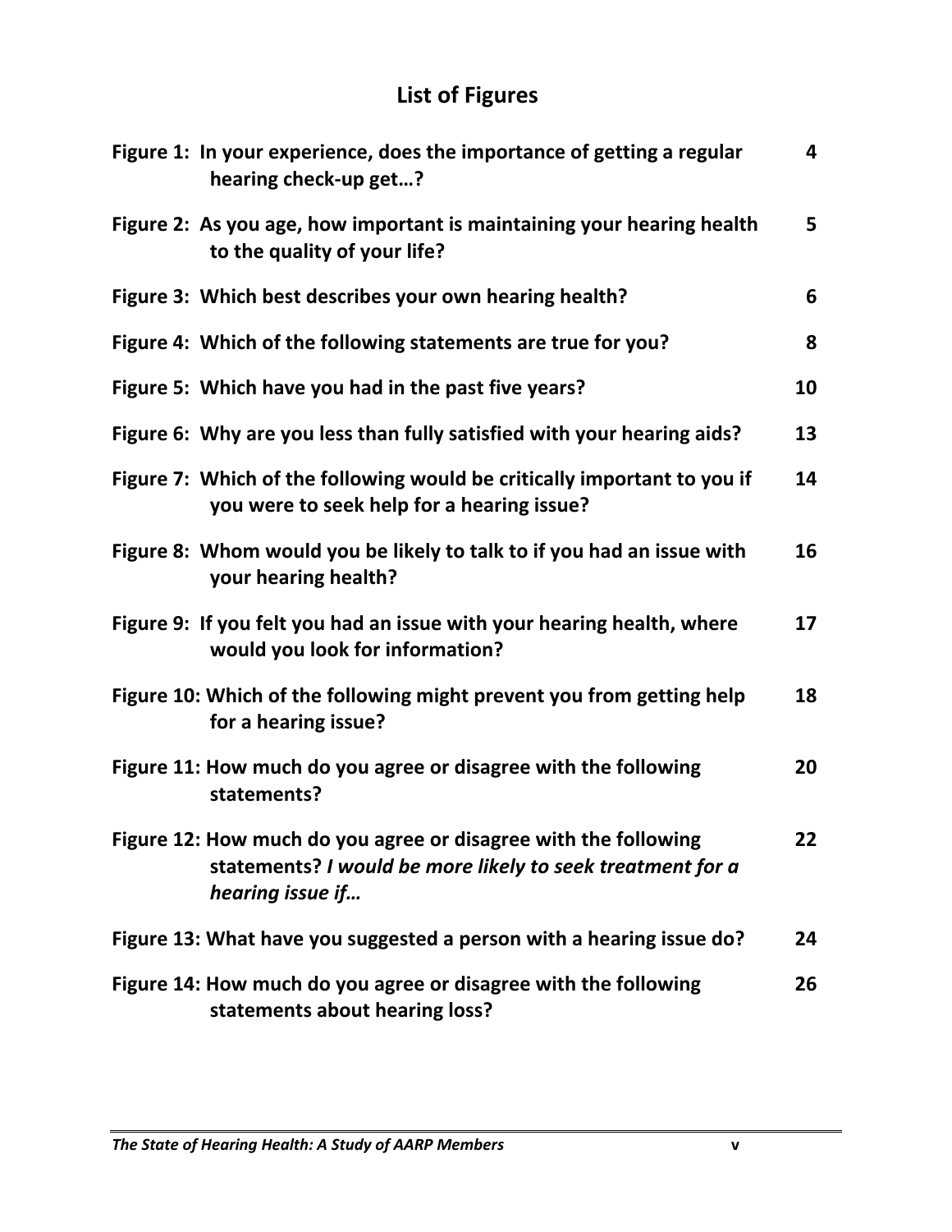# List of Figures

| | |
|---|---|
| **Figure 1: In your experience, does the importance of getting a regular hearing check-up get…?** | **4** |
| **Figure 2: As you age, how important is maintaining your hearing health to the quality of your life?** | **5** |
| **Figure 3: Which best describes your own hearing health?** | **6** |
| **Figure 4: Which of the following statements are true for you?** | **8** |
| **Figure 5: Which have you had in the past five years?** | **10** |
| **Figure 6: Why are you less than fully satisfied with your hearing aids?** | **13** |
| **Figure 7: Which of the following would be critically important to you if you were to seek help for a hearing issue?** | **14** |
| **Figure 8: Whom would you be likely to talk to if you had an issue with your hearing health?** | **16** |
| **Figure 9: If you felt you had an issue with your hearing health, where would you look for information?** | **17** |
| **Figure 10: Which of the following might prevent you from getting help for a hearing issue?** | **18** |
| **Figure 11: How much do you agree or disagree with the following statements?** | **20** |
| **Figure 12: How much do you agree or disagree with the following statements? *I would be more likely to seek treatment for a hearing issue if…*** | **22** |
| **Figure 13: What have you suggested a person with a hearing issue do?** | **24** |
| **Figure 14: How much do you agree or disagree with the following statements about hearing loss?** | **26** |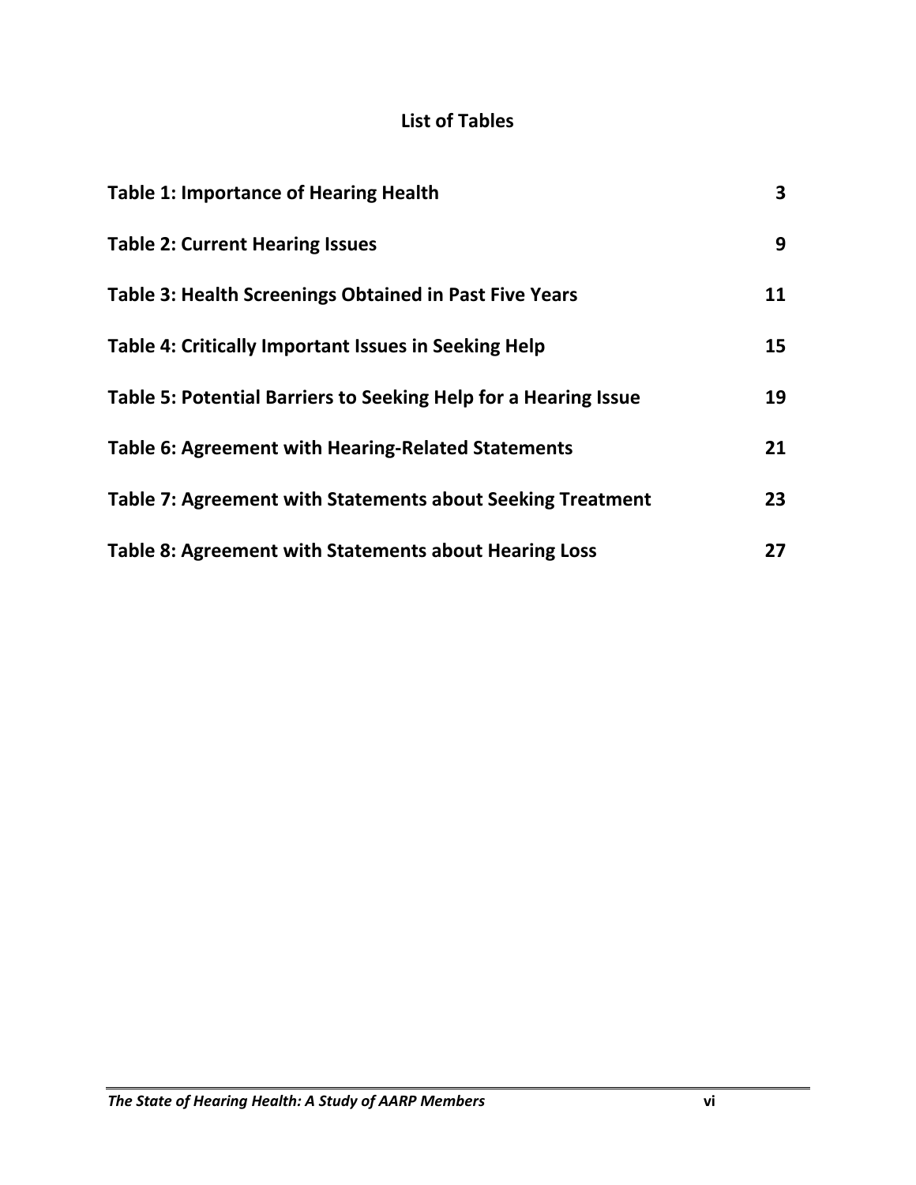## List of Tables

| | |
|---|---|
| **Table 1: Importance of Hearing Health** | **3** |
| **Table 2: Current Hearing Issues** | **9** |
| **Table 3: Health Screenings Obtained in Past Five Years** | **11** |
| **Table 4: Critically Important Issues in Seeking Help** | **15** |
| **Table 5: Potential Barriers to Seeking Help for a Hearing Issue** | **19** |
| **Table 6: Agreement with Hearing-Related Statements** | **21** |
| **Table 7: Agreement with Statements about Seeking Treatment** | **23** |
| **Table 8: Agreement with Statements about Hearing Loss** | **27** |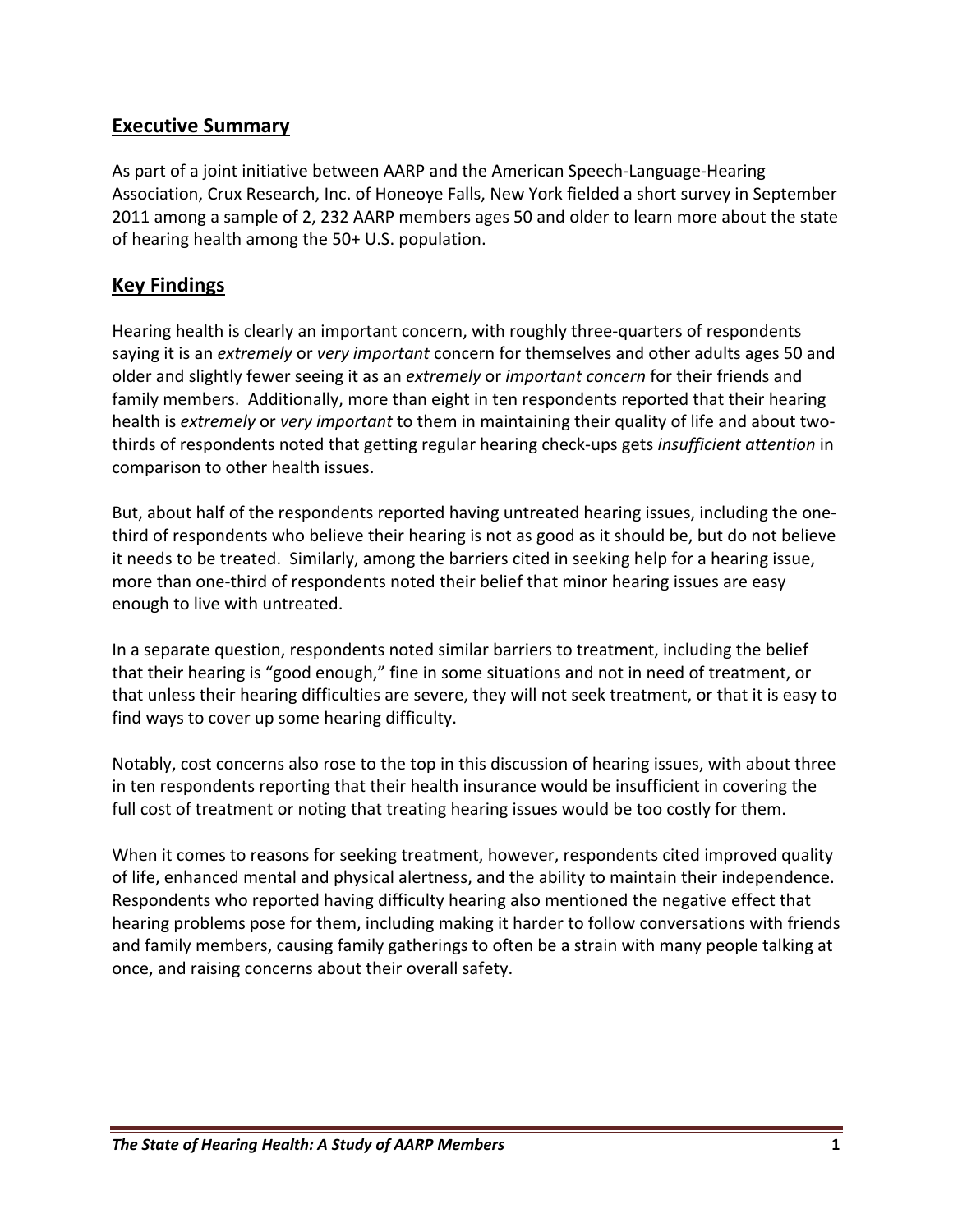## Executive Summary

As part of a joint initiative between AARP and the American Speech-Language-Hearing Association, Crux Research, Inc. of Honeoye Falls, New York fielded a short survey in September 2011 among a sample of 2, 232 AARP members ages 50 and older to learn more about the state of hearing health among the 50+ U.S. population.

## Key Findings

Hearing health is clearly an important concern, with roughly three-quarters of respondents saying it is an *extremely* or *very important* concern for themselves and other adults ages 50 and older and slightly fewer seeing it as an *extremely* or *important concern* for their friends and family members. Additionally, more than eight in ten respondents reported that their hearing health is *extremely* or *very important* to them in maintaining their quality of life and about two-thirds of respondents noted that getting regular hearing check-ups gets *insufficient attention* in comparison to other health issues.

But, about half of the respondents reported having untreated hearing issues, including the one-third of respondents who believe their hearing is not as good as it should be, but do not believe it needs to be treated. Similarly, among the barriers cited in seeking help for a hearing issue, more than one-third of respondents noted their belief that minor hearing issues are easy enough to live with untreated.

In a separate question, respondents noted similar barriers to treatment, including the belief that their hearing is "good enough," fine in some situations and not in need of treatment, or that unless their hearing difficulties are severe, they will not seek treatment, or that it is easy to find ways to cover up some hearing difficulty.

Notably, cost concerns also rose to the top in this discussion of hearing issues, with about three in ten respondents reporting that their health insurance would be insufficient in covering the full cost of treatment or noting that treating hearing issues would be too costly for them.

When it comes to reasons for seeking treatment, however, respondents cited improved quality of life, enhanced mental and physical alertness, and the ability to maintain their independence. Respondents who reported having difficulty hearing also mentioned the negative effect that hearing problems pose for them, including making it harder to follow conversations with friends and family members, causing family gatherings to often be a strain with many people talking at once, and raising concerns about their overall safety.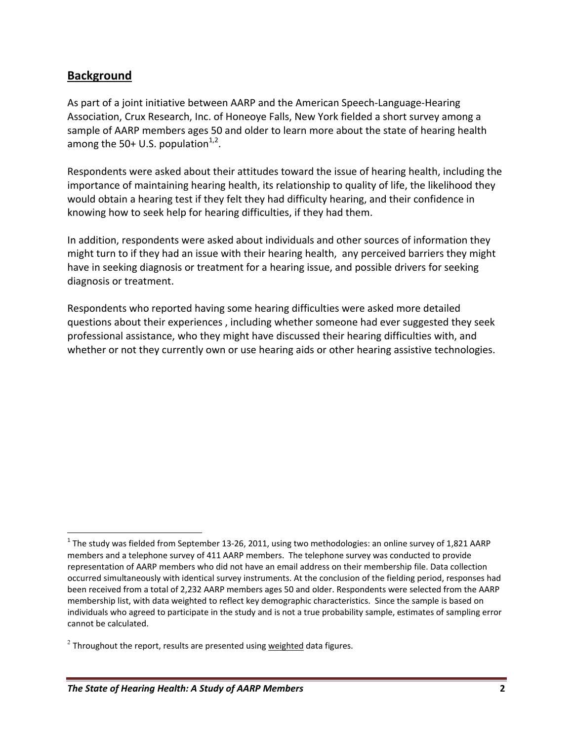## Background

As part of a joint initiative between AARP and the American Speech-Language-Hearing Association, Crux Research, Inc. of Honeoye Falls, New York fielded a short survey among a sample of AARP members ages 50 and older to learn more about the state of hearing health among the 50+ U.S. population[1,2].

Respondents were asked about their attitudes toward the issue of hearing health, including the importance of maintaining hearing health, its relationship to quality of life, the likelihood they would obtain a hearing test if they felt they had difficulty hearing, and their confidence in knowing how to seek help for hearing difficulties, if they had them.

In addition, respondents were asked about individuals and other sources of information they might turn to if they had an issue with their hearing health, any perceived barriers they might have in seeking diagnosis or treatment for a hearing issue, and possible drivers for seeking diagnosis or treatment.

Respondents who reported having some hearing difficulties were asked more detailed questions about their experiences , including whether someone had ever suggested they seek professional assistance, who they might have discussed their hearing difficulties with, and whether or not they currently own or use hearing aids or other hearing assistive technologies.

---

[1] The study was fielded from September 13-26, 2011, using two methodologies: an online survey of 1,821 AARP members and a telephone survey of 411 AARP members. The telephone survey was conducted to provide representation of AARP members who did not have an email address on their membership file. Data collection occurred simultaneously with identical survey instruments. At the conclusion of the fielding period, responses had been received from a total of 2,232 AARP members ages 50 and older. Respondents were selected from the AARP membership list, with data weighted to reflect key demographic characteristics. Since the sample is based on individuals who agreed to participate in the study and is not a true probability sample, estimates of sampling error cannot be calculated.

[2] Throughout the report, results are presented using weighted data figures.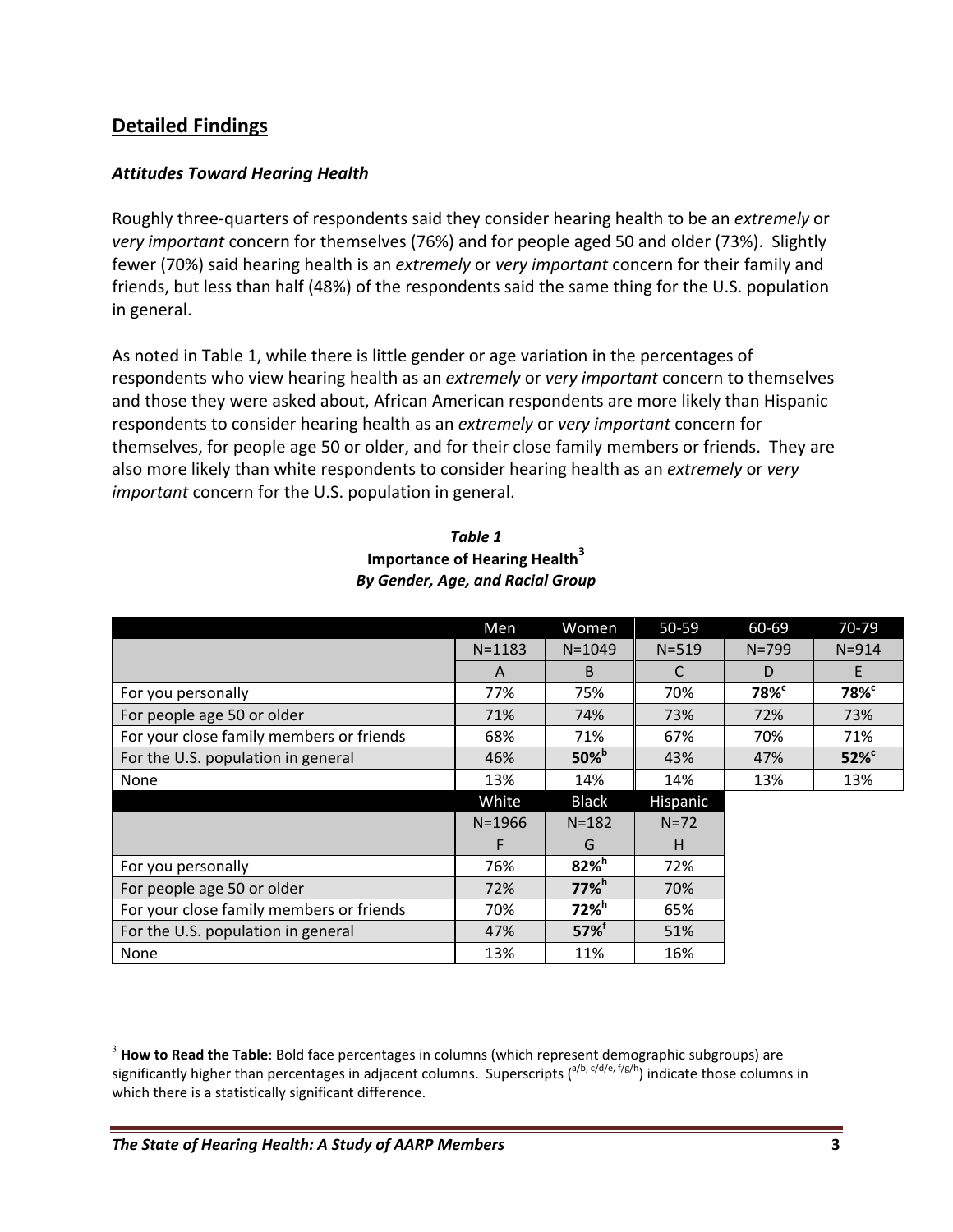## Detailed Findings

### *Attitudes Toward Hearing Health*

Roughly three-quarters of respondents said they consider hearing health to be an *extremely* or *very important* concern for themselves (76%) and for people aged 50 and older (73%). Slightly fewer (70%) said hearing health is an *extremely* or *very important* concern for their family and friends, but less than half (48%) of the respondents said the same thing for the U.S. population in general.

As noted in Table 1, while there is little gender or age variation in the percentages of respondents who view hearing health as an *extremely* or *very important* concern to themselves and those they were asked about, African American respondents are more likely than Hispanic respondents to consider hearing health as an *extremely* or *very important* concern for themselves, for people age 50 or older, and for their close family members or friends. They are also more likely than white respondents to consider hearing health as an *extremely* or *very important* concern for the U.S. population in general.

***Table 1***
**Importance of Hearing Health[3]**
***By Gender, Age, and Racial Group***

| | Men | Women | 50-59 | 60-69 | 70-79 |
|---|---|---|---|---|---|
| | N=1183 | N=1049 | N=519 | N=799 | N=914 |
| | A | B | C | D | E |
| For you personally | 77% | 75% | 70% | **78%**$^{c}$ | **78%**$^{c}$ |
| For people age 50 or older | 71% | 74% | 73% | 72% | 73% |
| For your close family members or friends | 68% | 71% | 67% | 70% | 71% |
| For the U.S. population in general | 46% | **50%**$^{b}$ | 43% | 47% | **52%**$^{c}$ |
| None | 13% | 14% | 14% | 13% | 13% |
| | **White** | **Black** | **Hispanic** | | |
| | N=1966 | N=182 | N=72 | | |
| | F | G | H | | |
| For you personally | 76% | **82%**$^{h}$ | 72% | | |
| For people age 50 or older | 72% | **77%**$^{h}$ | 70% | | |
| For your close family members or friends | 70% | **72%**$^{h}$ | 65% | | |
| For the U.S. population in general | 47% | **57%**$^{f}$ | 51% | | |
| None | 13% | 11% | 16% | | |

[3] **How to Read the Table**: Bold face percentages in columns (which represent demographic subgroups) are significantly higher than percentages in adjacent columns. Superscripts ($^{a/b,\ c/d/e,\ f/g/h}$) indicate those columns in which there is a statistically significant difference.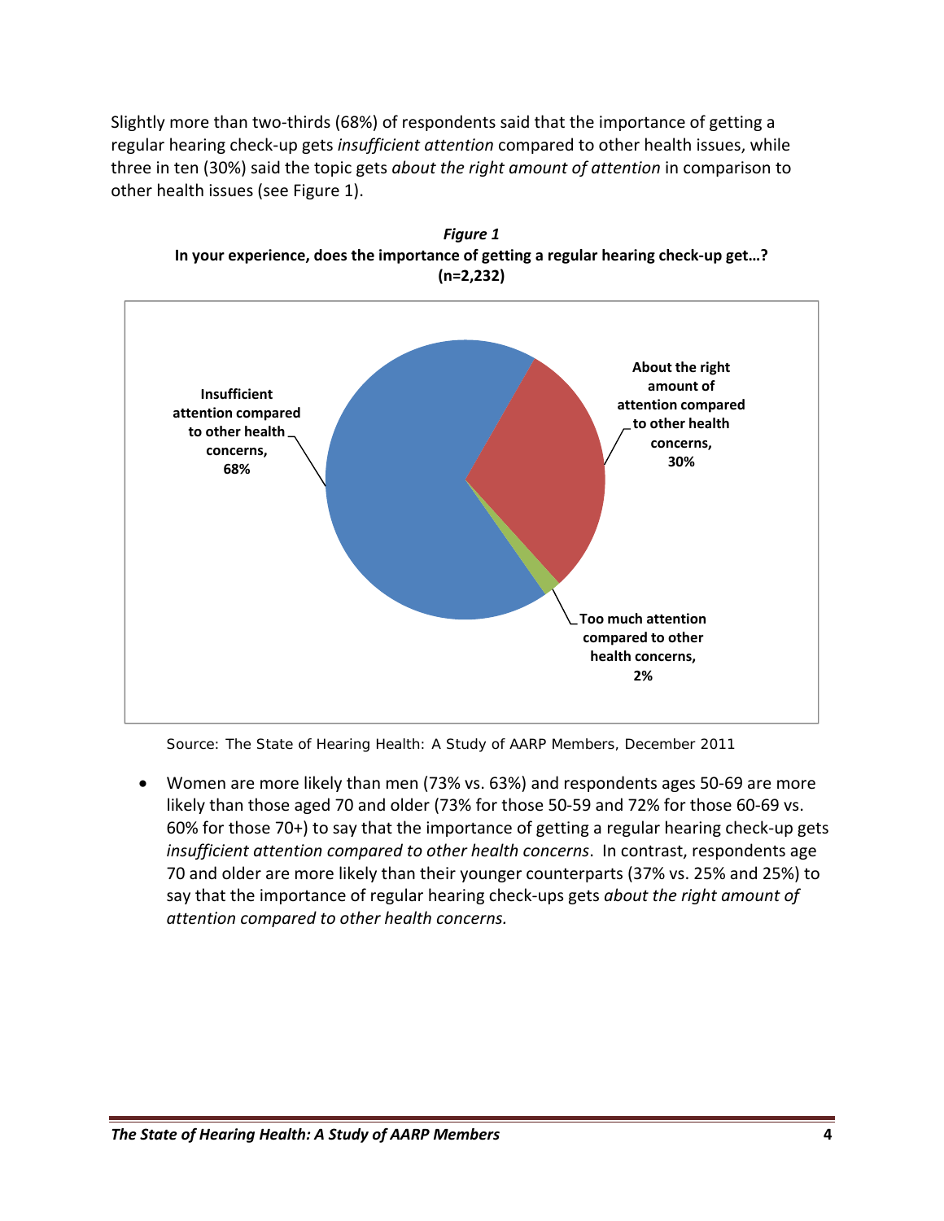Slightly more than two-thirds (68%) of respondents said that the importance of getting a regular hearing check-up gets *insufficient attention* compared to other health issues, while three in ten (30%) said the topic gets *about the right amount of attention* in comparison to other health issues (see Figure 1).

***Figure 1***
**In your experience, does the importance of getting a regular hearing check-up get…?**
**(n=2,232)**

| Response | Percent |
|---|---|
| Insufficient attention compared to other health concerns | 68% |
| About the right amount of attention compared to other health concerns | 30% |
| Too much attention compared to other health concerns | 2% |

Source: The State of Hearing Health: A Study of AARP Members, December 2011

- Women are more likely than men (73% vs. 63%) and respondents ages 50-69 are more likely than those aged 70 and older (73% for those 50-59 and 72% for those 60-69 vs. 60% for those 70+) to say that the importance of getting a regular hearing check-up gets *insufficient attention compared to other health concerns*. In contrast, respondents age 70 and older are more likely than their younger counterparts (37% vs. 25% and 25%) to say that the importance of regular hearing check-ups gets *about the right amount of attention compared to other health concerns.*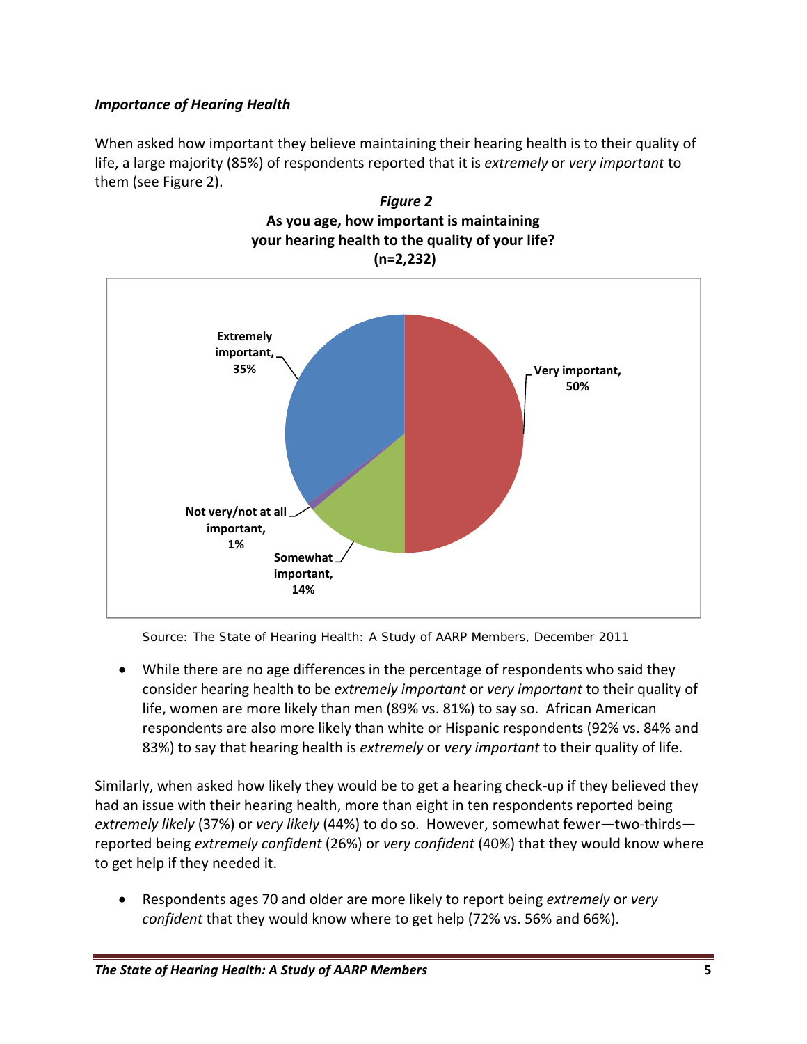### *Importance of Hearing Health*

When asked how important they believe maintaining their hearing health is to their quality of life, a large majority (85%) of respondents reported that it is *extremely* or *very important* to them (see Figure 2).

***Figure 2***
**As you age, how important is maintaining your hearing health to the quality of your life? (n=2,232)**

| Response | Percent |
|---|---|
| Extremely important | 35% |
| Very important | 50% |
| Somewhat important | 14% |
| Not very/not at all important | 1% |

Source: The State of Hearing Health: A Study of AARP Members, December 2011

- While there are no age differences in the percentage of respondents who said they consider hearing health to be *extremely important* or *very important* to their quality of life, women are more likely than men (89% vs. 81%) to say so. African American respondents are also more likely than white or Hispanic respondents (92% vs. 84% and 83%) to say that hearing health is *extremely* or *very important* to their quality of life.

Similarly, when asked how likely they would be to get a hearing check-up if they believed they had an issue with their hearing health, more than eight in ten respondents reported being *extremely likely* (37%) or *very likely* (44%) to do so. However, somewhat fewer—two-thirds—reported being *extremely confident* (26%) or *very confident* (40%) that they would know where to get help if they needed it.

- Respondents ages 70 and older are more likely to report being *extremely* or *very confident* that they would know where to get help (72% vs. 56% and 66%).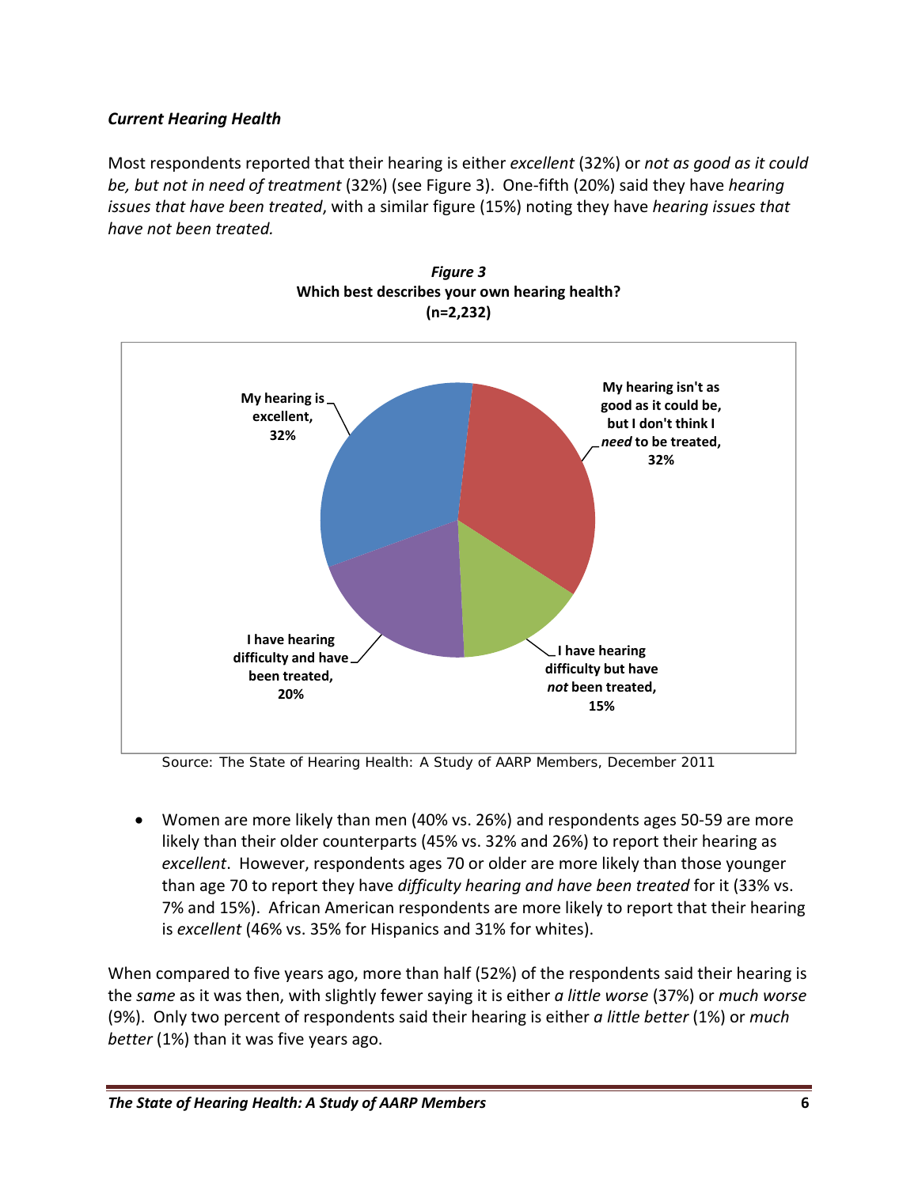***Current Hearing Health***

Most respondents reported that their hearing is either *excellent* (32%) or *not as good as it could be, but not in need of treatment* (32%) (see Figure 3). One-fifth (20%) said they have *hearing issues that have been treated*, with a similar figure (15%) noting they have *hearing issues that have not been treated.*

***Figure 3***
**Which best describes your own hearing health?**
**(n=2,232)**

| Response | Percent |
|---|---|
| My hearing is excellent | 32% |
| My hearing isn't as good as it could be, but I don't think I *need* to be treated | 32% |
| I have hearing difficulty but have *not* been treated | 15% |
| I have hearing difficulty and have been treated | 20% |

Source: The State of Hearing Health: A Study of AARP Members, December 2011

- Women are more likely than men (40% vs. 26%) and respondents ages 50-59 are more likely than their older counterparts (45% vs. 32% and 26%) to report their hearing as *excellent*. However, respondents ages 70 or older are more likely than those younger than age 70 to report they have *difficulty hearing and have been treated* for it (33% vs. 7% and 15%). African American respondents are more likely to report that their hearing is *excellent* (46% vs. 35% for Hispanics and 31% for whites).

When compared to five years ago, more than half (52%) of the respondents said their hearing is the *same* as it was then, with slightly fewer saying it is either *a little worse* (37%) or *much worse* (9%). Only two percent of respondents said their hearing is either *a little better* (1%) or *much better* (1%) than it was five years ago.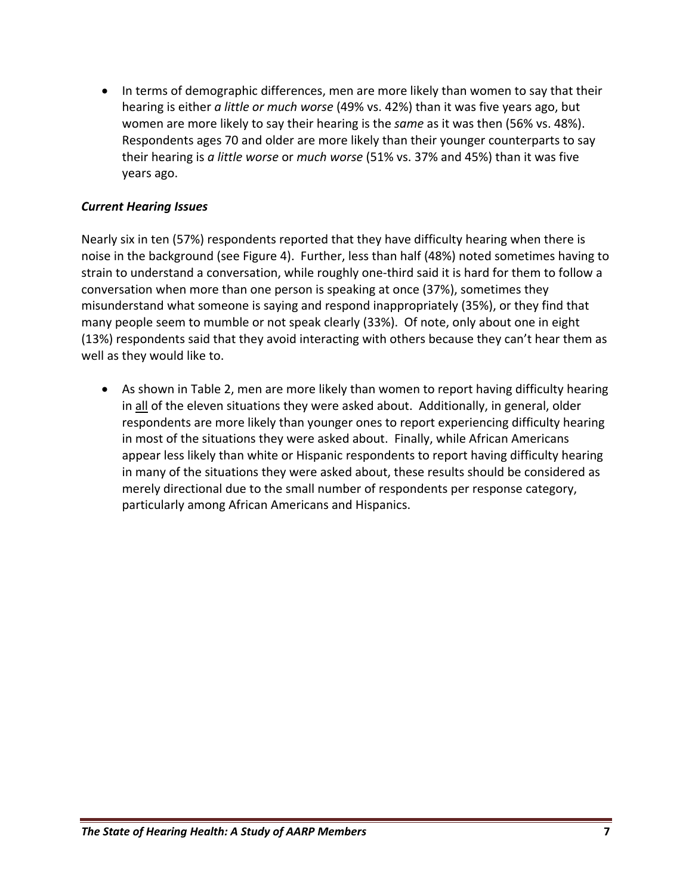- In terms of demographic differences, men are more likely than women to say that their hearing is either *a little or much worse* (49% vs. 42%) than it was five years ago, but women are more likely to say their hearing is the *same* as it was then (56% vs. 48%). Respondents ages 70 and older are more likely than their younger counterparts to say their hearing is *a little worse* or *much worse* (51% vs. 37% and 45%) than it was five years ago.

### *Current Hearing Issues*

Nearly six in ten (57%) respondents reported that they have difficulty hearing when there is noise in the background (see Figure 4). Further, less than half (48%) noted sometimes having to strain to understand a conversation, while roughly one-third said it is hard for them to follow a conversation when more than one person is speaking at once (37%), sometimes they misunderstand what someone is saying and respond inappropriately (35%), or they find that many people seem to mumble or not speak clearly (33%). Of note, only about one in eight (13%) respondents said that they avoid interacting with others because they can't hear them as well as they would like to.

- As shown in Table 2, men are more likely than women to report having difficulty hearing in <u>all</u> of the eleven situations they were asked about. Additionally, in general, older respondents are more likely than younger ones to report experiencing difficulty hearing in most of the situations they were asked about. Finally, while African Americans appear less likely than white or Hispanic respondents to report having difficulty hearing in many of the situations they were asked about, these results should be considered as merely directional due to the small number of respondents per response category, particularly among African Americans and Hispanics.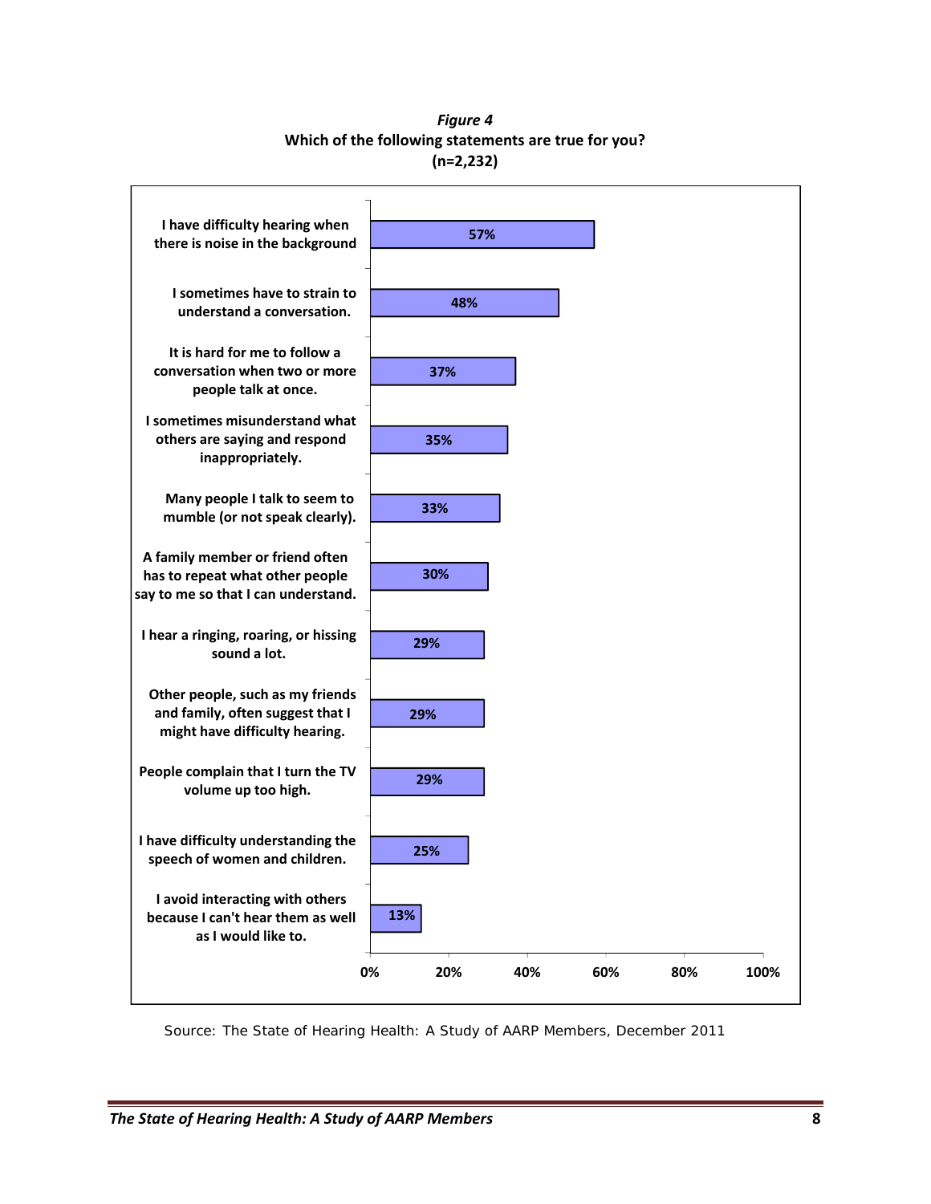*Figure 4*

**Which of the following statements are true for you?**
**(n=2,232)**

| Statement | Percent |
|---|---|
| I have difficulty hearing when there is noise in the background | 57% |
| I sometimes have to strain to understand a conversation. | 48% |
| It is hard for me to follow a conversation when two or more people talk at once. | 37% |
| I sometimes misunderstand what others are saying and respond inappropriately. | 35% |
| Many people I talk to seem to mumble (or not speak clearly). | 33% |
| A family member or friend often has to repeat what other people say to me so that I can understand. | 30% |
| I hear a ringing, roaring, or hissing sound a lot. | 29% |
| Other people, such as my friends and family, often suggest that I might have difficulty hearing. | 29% |
| People complain that I turn the TV volume up too high. | 29% |
| I have difficulty understanding the speech of women and children. | 25% |
| I avoid interacting with others because I can't hear them as well as I would like to. | 13% |

Source: The State of Hearing Health: A Study of AARP Members, December 2011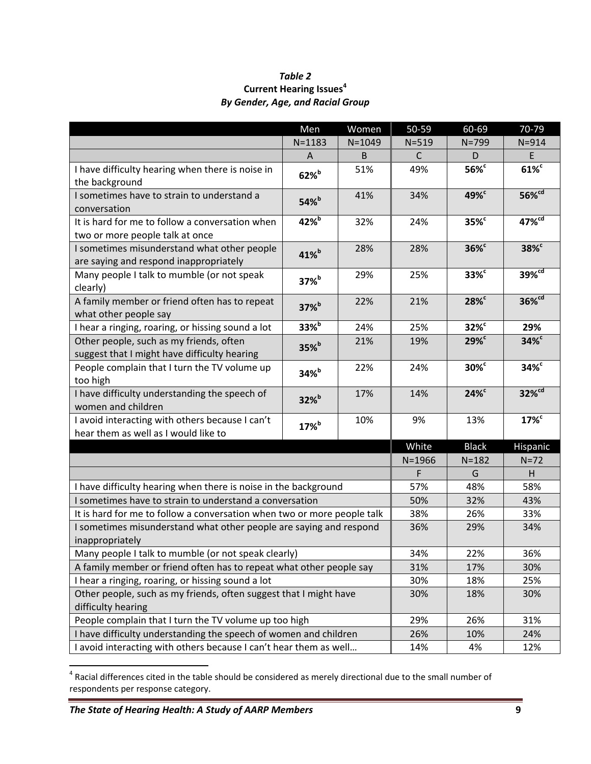*Table 2*
**Current Hearing Issues[4]**
***By Gender, Age, and Racial Group***

| | Men | Women | 50-59 | 60-69 | 70-79 |
|---|---|---|---|---|---|
| | N=1183 | N=1049 | N=519 | N=799 | N=914 |
| | A | B | C | D | E |
| I have difficulty hearing when there is noise in the background | **62%**[b] | 51% | 49% | **56%**[c] | **61%**[c] |
| I sometimes have to strain to understand a conversation | **54%**[b] | 41% | 34% | **49%**[c] | **56%**[cd] |
| It is hard for me to follow a conversation when two or more people talk at once | **42%**[b] | 32% | 24% | **35%**[c] | **47%**[cd] |
| I sometimes misunderstand what other people are saying and respond inappropriately | **41%**[b] | 28% | 28% | **36%**[c] | **38%**[c] |
| Many people I talk to mumble (or not speak clearly) | **37%**[b] | 29% | 25% | **33%**[c] | **39%**[cd] |
| A family member or friend often has to repeat what other people say | **37%**[b] | 22% | 21% | **28%**[c] | **36%**[cd] |
| I hear a ringing, roaring, or hissing sound a lot | **33%**[b] | 24% | 25% | **32%**[c] | **29%** |
| Other people, such as my friends, often suggest that I might have difficulty hearing | **35%**[b] | 21% | 19% | **29%**[c] | **34%**[c] |
| People complain that I turn the TV volume up too high | **34%**[b] | 22% | 24% | **30%**[c] | **34%**[c] |
| I have difficulty understanding the speech of women and children | **32%**[b] | 17% | 14% | **24%**[c] | **32%**[cd] |
| I avoid interacting with others because I can't hear them as well as I would like to | **17%**[b] | 10% | 9% | 13% | **17%**[c] |

| | White | Black | Hispanic |
|---|---|---|---|
| | N=1966 | N=182 | N=72 |
| | F | G | H |
| I have difficulty hearing when there is noise in the background | 57% | 48% | 58% |
| I sometimes have to strain to understand a conversation | 50% | 32% | 43% |
| It is hard for me to follow a conversation when two or more people talk | 38% | 26% | 33% |
| I sometimes misunderstand what other people are saying and respond inappropriately | 36% | 29% | 34% |
| Many people I talk to mumble (or not speak clearly) | 34% | 22% | 36% |
| A family member or friend often has to repeat what other people say | 31% | 17% | 30% |
| I hear a ringing, roaring, or hissing sound a lot | 30% | 18% | 25% |
| Other people, such as my friends, often suggest that I might have difficulty hearing | 30% | 18% | 30% |
| People complain that I turn the TV volume up too high | 29% | 26% | 31% |
| I have difficulty understanding the speech of women and children | 26% | 10% | 24% |
| I avoid interacting with others because I can't hear them as well… | 14% | 4% | 12% |

[4] Racial differences cited in the table should be considered as merely directional due to the small number of respondents per response category.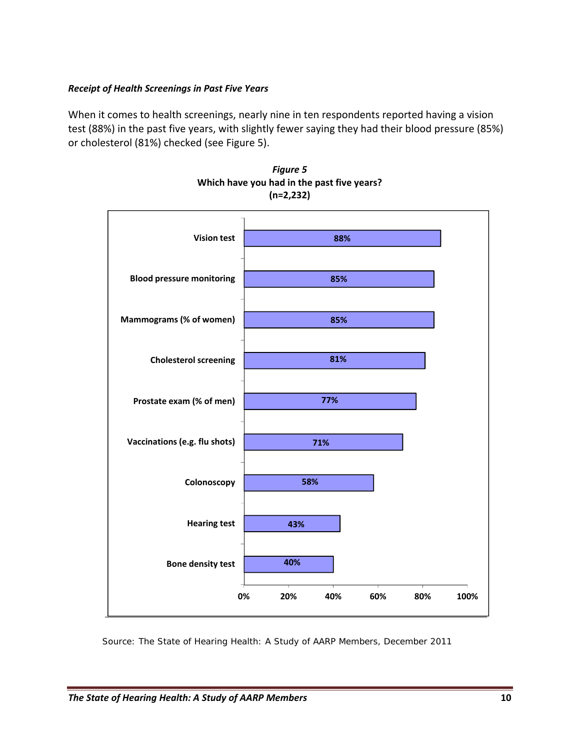***Receipt of Health Screenings in Past Five Years***

When it comes to health screenings, nearly nine in ten respondents reported having a vision test (88%) in the past five years, with slightly fewer saying they had their blood pressure (85%) or cholesterol (81%) checked (see Figure 5).

***Figure 5***
**Which have you had in the past five years?**
**(n=2,232)**

| Screening | Percent |
|---|---|
| Vision test | 88% |
| Blood pressure monitoring | 85% |
| Mammograms (% of women) | 85% |
| Cholesterol screening | 81% |
| Prostate exam (% of men) | 77% |
| Vaccinations (e.g. flu shots) | 71% |
| Colonoscopy | 58% |
| Hearing test | 43% |
| Bone density test | 40% |

Source: The State of Hearing Health: A Study of AARP Members, December 2011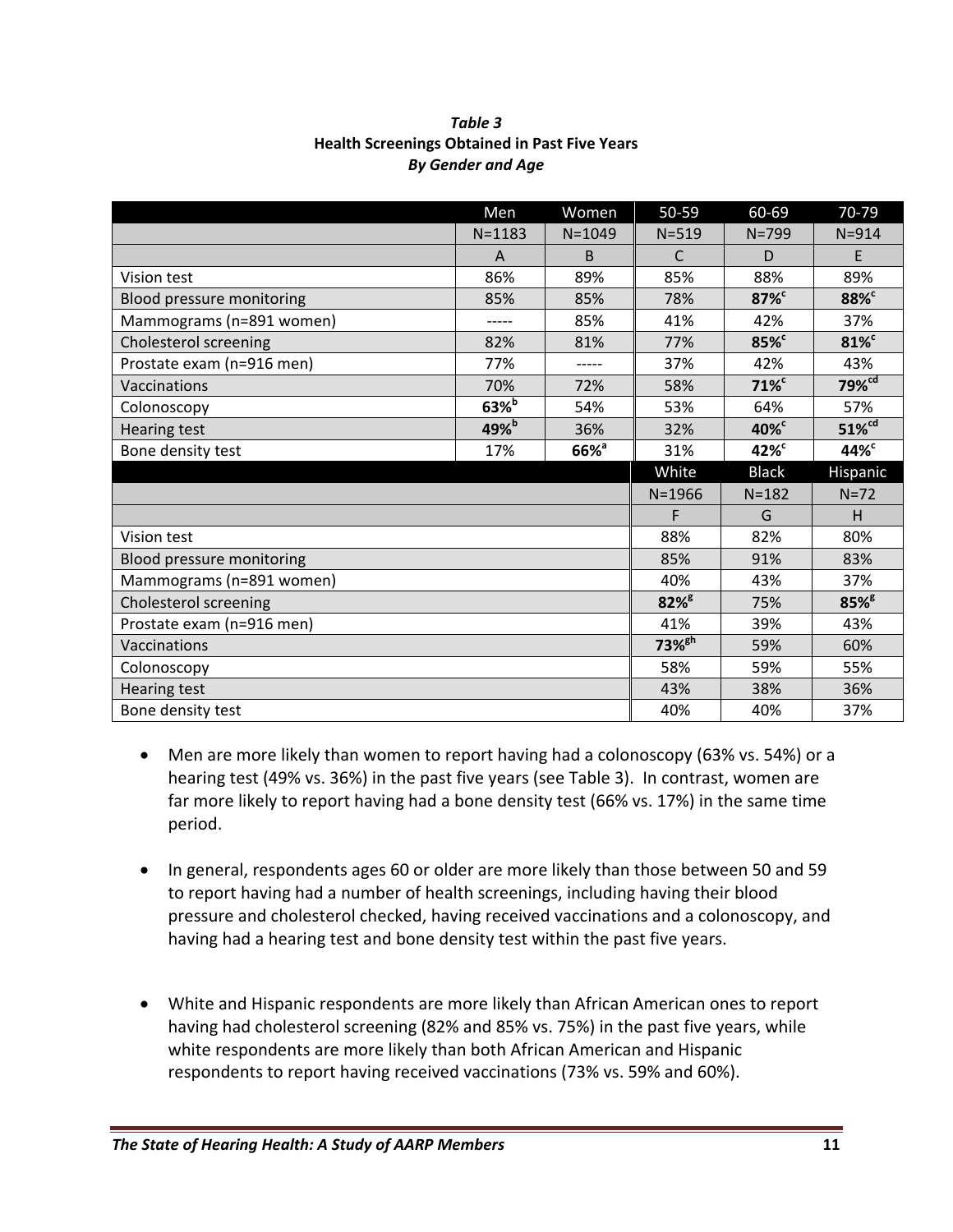***Table 3***
**Health Screenings Obtained in Past Five Years**
***By Gender and Age***

| | Men | Women | 50-59 | 60-69 | 70-79 |
|---|---|---|---|---|---|
| | N=1183 | N=1049 | N=519 | N=799 | N=914 |
| | A | B | C | D | E |
| Vision test | 86% | 89% | 85% | 88% | 89% |
| Blood pressure monitoring | 85% | 85% | 78% | **87%**[c] | **88%**[c] |
| Mammograms (n=891 women) | ----- | 85% | 41% | 42% | 37% |
| Cholesterol screening | 82% | 81% | 77% | **85%**[c] | **81%**[c] |
| Prostate exam (n=916 men) | 77% | ----- | 37% | 42% | 43% |
| Vaccinations | 70% | 72% | 58% | **71%**[c] | **79%**[cd] |
| Colonoscopy | **63%**[b] | 54% | 53% | 64% | 57% |
| Hearing test | **49%**[b] | 36% | 32% | **40%**[c] | **51%**[cd] |
| Bone density test | 17% | **66%**[a] | 31% | **42%**[c] | **44%**[c] |
| | | | White | Black | Hispanic |
| | | | N=1966 | N=182 | N=72 |
| | | | F | G | H |
| Vision test | | | 88% | 82% | 80% |
| Blood pressure monitoring | | | 85% | 91% | 83% |
| Mammograms (n=891 women) | | | 40% | 43% | 37% |
| Cholesterol screening | | | **82%**[g] | 75% | **85%**[g] |
| Prostate exam (n=916 men) | | | 41% | 39% | 43% |
| Vaccinations | | | **73%**[gh] | 59% | 60% |
| Colonoscopy | | | 58% | 59% | 55% |
| Hearing test | | | 43% | 38% | 36% |
| Bone density test | | | 40% | 40% | 37% |

- Men are more likely than women to report having had a colonoscopy (63% vs. 54%) or a hearing test (49% vs. 36%) in the past five years (see Table 3). In contrast, women are far more likely to report having had a bone density test (66% vs. 17%) in the same time period.

- In general, respondents ages 60 or older are more likely than those between 50 and 59 to report having had a number of health screenings, including having their blood pressure and cholesterol checked, having received vaccinations and a colonoscopy, and having had a hearing test and bone density test within the past five years.

- White and Hispanic respondents are more likely than African American ones to report having had cholesterol screening (82% and 85% vs. 75%) in the past five years, while white respondents are more likely than both African American and Hispanic respondents to report having received vaccinations (73% vs. 59% and 60%).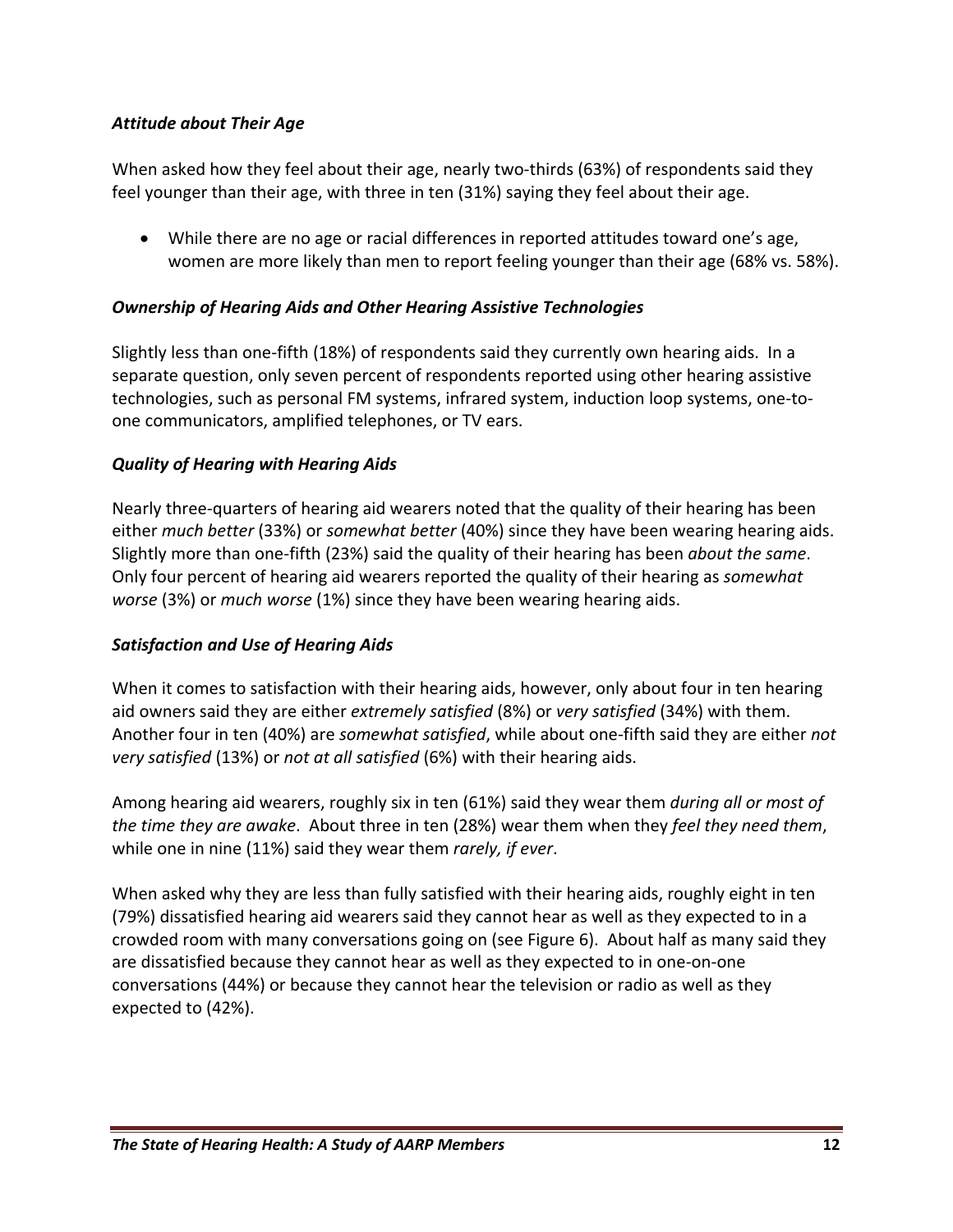### *Attitude about Their Age*

When asked how they feel about their age, nearly two-thirds (63%) of respondents said they feel younger than their age, with three in ten (31%) saying they feel about their age.

- While there are no age or racial differences in reported attitudes toward one's age, women are more likely than men to report feeling younger than their age (68% vs. 58%).

### *Ownership of Hearing Aids and Other Hearing Assistive Technologies*

Slightly less than one-fifth (18%) of respondents said they currently own hearing aids. In a separate question, only seven percent of respondents reported using other hearing assistive technologies, such as personal FM systems, infrared system, induction loop systems, one-to-one communicators, amplified telephones, or TV ears.

### *Quality of Hearing with Hearing Aids*

Nearly three-quarters of hearing aid wearers noted that the quality of their hearing has been either *much better* (33%) or *somewhat better* (40%) since they have been wearing hearing aids. Slightly more than one-fifth (23%) said the quality of their hearing has been *about the same*. Only four percent of hearing aid wearers reported the quality of their hearing as *somewhat worse* (3%) or *much worse* (1%) since they have been wearing hearing aids.

### *Satisfaction and Use of Hearing Aids*

When it comes to satisfaction with their hearing aids, however, only about four in ten hearing aid owners said they are either *extremely satisfied* (8%) or *very satisfied* (34%) with them. Another four in ten (40%) are *somewhat satisfied*, while about one-fifth said they are either *not very satisfied* (13%) or *not at all satisfied* (6%) with their hearing aids.

Among hearing aid wearers, roughly six in ten (61%) said they wear them *during all or most of the time they are awake*. About three in ten (28%) wear them when they *feel they need them*, while one in nine (11%) said they wear them *rarely, if ever*.

When asked why they are less than fully satisfied with their hearing aids, roughly eight in ten (79%) dissatisfied hearing aid wearers said they cannot hear as well as they expected to in a crowded room with many conversations going on (see Figure 6). About half as many said they are dissatisfied because they cannot hear as well as they expected to in one-on-one conversations (44%) or because they cannot hear the television or radio as well as they expected to (42%).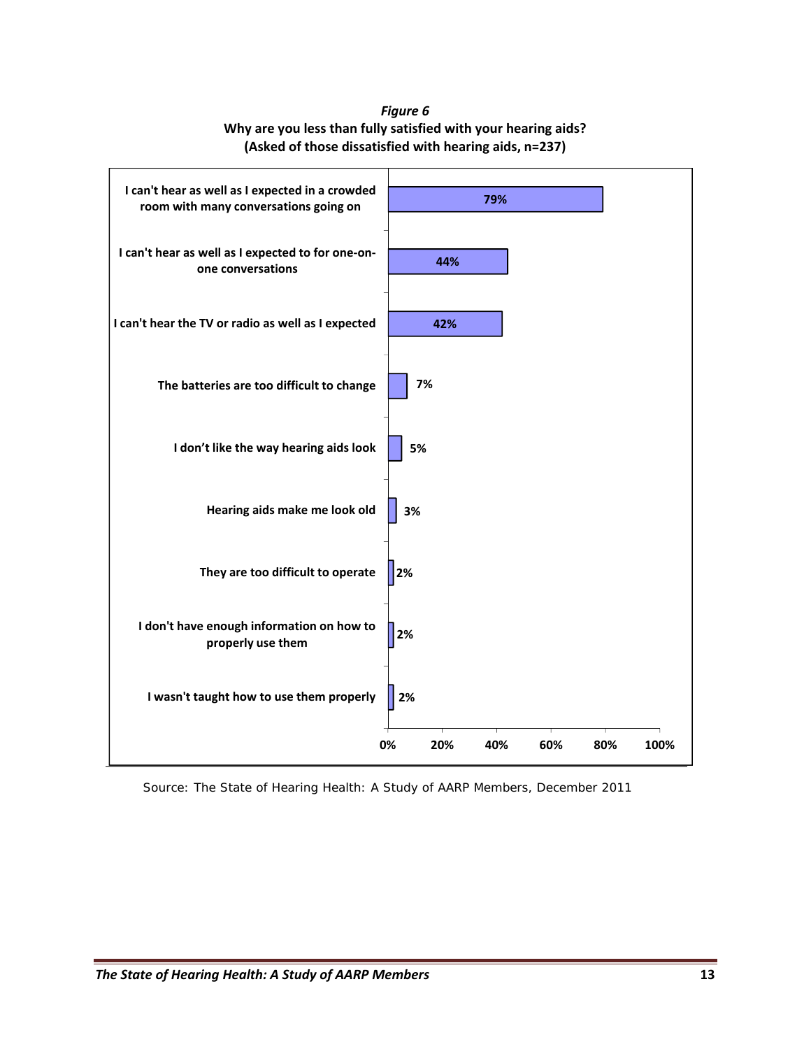*Figure 6*

**Why are you less than fully satisfied with your hearing aids?**
**(Asked of those dissatisfied with hearing aids, n=237)**

| Reason | Percent |
| --- | --- |
| I can't hear as well as I expected in a crowded room with many conversations going on | 79% |
| I can't hear as well as I expected to for one-on-one conversations | 44% |
| I can't hear the TV or radio as well as I expected | 42% |
| The batteries are too difficult to change | 7% |
| I don't like the way hearing aids look | 5% |
| Hearing aids make me look old | 3% |
| They are too difficult to operate | 2% |
| I don't have enough information on how to properly use them | 2% |
| I wasn't taught how to use them properly | 2% |

Source: The State of Hearing Health: A Study of AARP Members, December 2011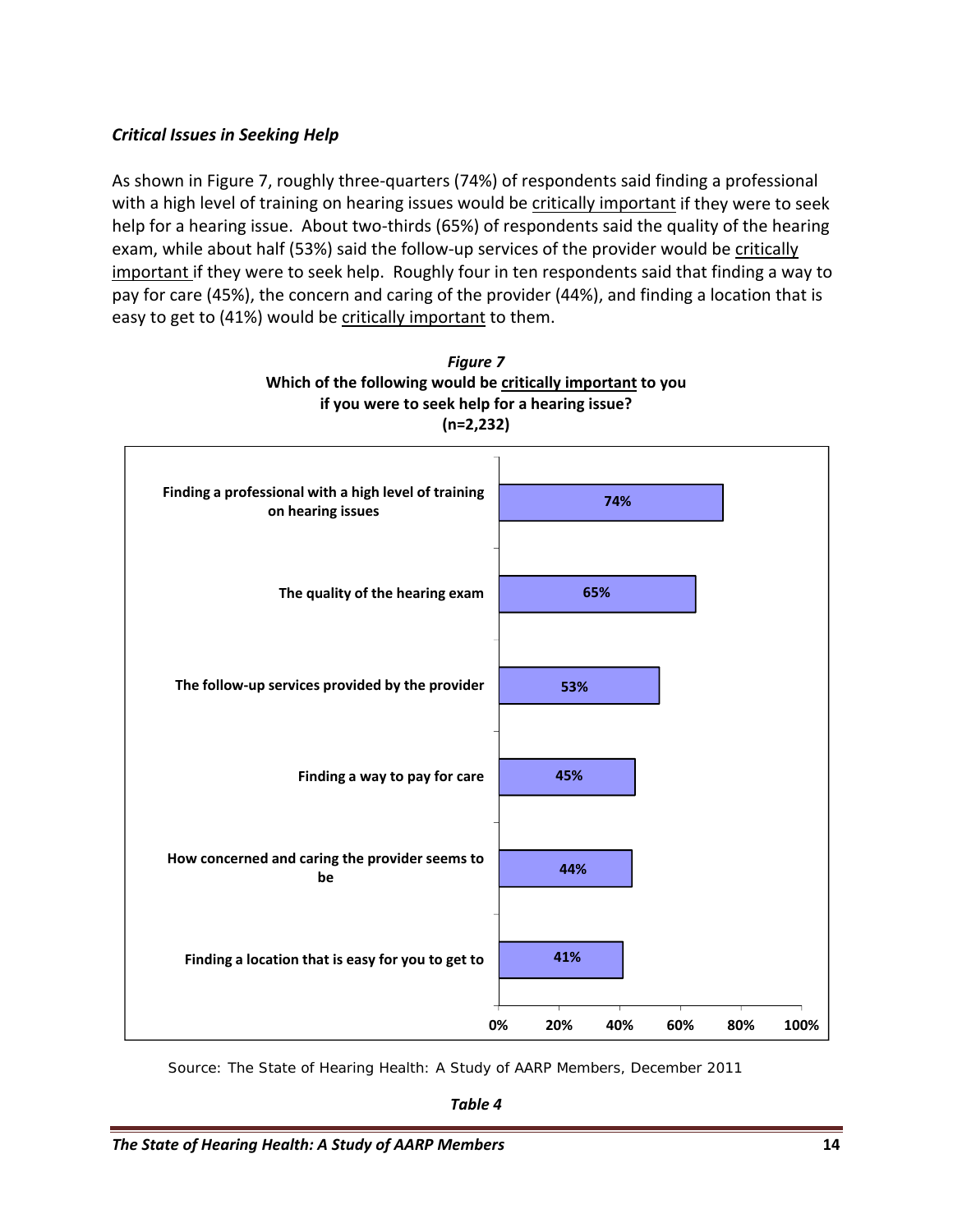*Critical Issues in Seeking Help*

As shown in Figure 7, roughly three-quarters (74%) of respondents said finding a professional with a high level of training on hearing issues would be critically important if they were to seek help for a hearing issue. About two-thirds (65%) of respondents said the quality of the hearing exam, while about half (53%) said the follow-up services of the provider would be critically important if they were to seek help. Roughly four in ten respondents said that finding a way to pay for care (45%), the concern and caring of the provider (44%), and finding a location that is easy to get to (41%) would be critically important to them.

***Figure 7***

**Which of the following would be critically important to you if you were to seek help for a hearing issue? (n=2,232)**

| Item | Percent |
|---|---|
| Finding a professional with a high level of training on hearing issues | 74% |
| The quality of the hearing exam | 65% |
| The follow-up services provided by the provider | 53% |
| Finding a way to pay for care | 45% |
| How concerned and caring the provider seems to be | 44% |
| Finding a location that is easy for you to get to | 41% |

Source: The State of Hearing Health: A Study of AARP Members, December 2011

*Table 4*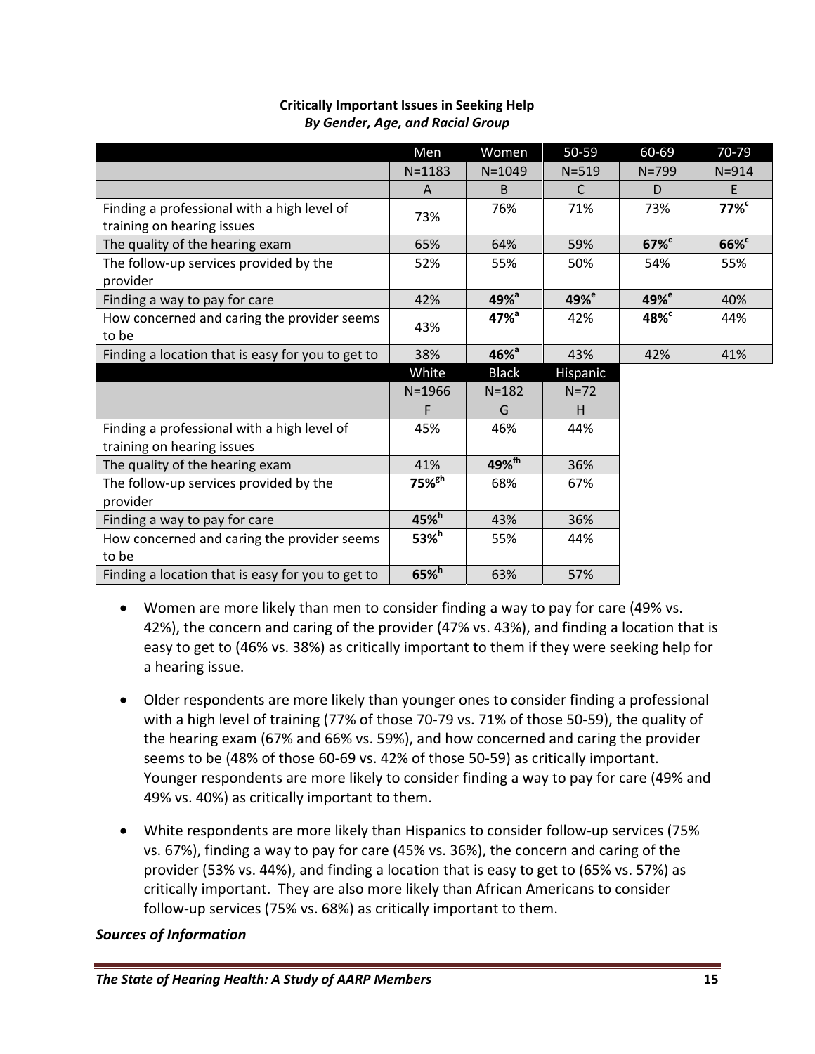**Critically Important Issues in Seeking Help**
***By Gender, Age, and Racial Group***

| | Men | Women | 50-59 | 60-69 | 70-79 |
|---|---|---|---|---|---|
| | N=1183 | N=1049 | N=519 | N=799 | N=914 |
| | A | B | C | D | E |
| Finding a professional with a high level of training on hearing issues | 73% | 76% | 71% | 73% | **77%[c]** |
| The quality of the hearing exam | 65% | 64% | 59% | **67%[c]** | **66%[c]** |
| The follow-up services provided by the provider | 52% | 55% | 50% | 54% | 55% |
| Finding a way to pay for care | 42% | **49%[a]** | **49%[e]** | **49%[e]** | 40% |
| How concerned and caring the provider seems to be | 43% | **47%[a]** | 42% | **48%[c]** | 44% |
| Finding a location that is easy for you to get to | 38% | **46%[a]** | 43% | 42% | 41% |

| | White | Black | Hispanic |
|---|---|---|---|
| | N=1966 | N=182 | N=72 |
| | F | G | H |
| Finding a professional with a high level of training on hearing issues | 45% | 46% | 44% |
| The quality of the hearing exam | 41% | **49%[fh]** | 36% |
| The follow-up services provided by the provider | **75%[gh]** | 68% | 67% |
| Finding a way to pay for care | **45%[h]** | 43% | 36% |
| How concerned and caring the provider seems to be | **53%[h]** | 55% | 44% |
| Finding a location that is easy for you to get to | **65%[h]** | 63% | 57% |

- Women are more likely than men to consider finding a way to pay for care (49% vs. 42%), the concern and caring of the provider (47% vs. 43%), and finding a location that is easy to get to (46% vs. 38%) as critically important to them if they were seeking help for a hearing issue.

- Older respondents are more likely than younger ones to consider finding a professional with a high level of training (77% of those 70-79 vs. 71% of those 50-59), the quality of the hearing exam (67% and 66% vs. 59%), and how concerned and caring the provider seems to be (48% of those 60-69 vs. 42% of those 50-59) as critically important. Younger respondents are more likely to consider finding a way to pay for care (49% and 49% vs. 40%) as critically important to them.

- White respondents are more likely than Hispanics to consider follow-up services (75% vs. 67%), finding a way to pay for care (45% vs. 36%), the concern and caring of the provider (53% vs. 44%), and finding a location that is easy to get to (65% vs. 57%) as critically important. They are also more likely than African Americans to consider follow-up services (75% vs. 68%) as critically important to them.

***Sources of Information***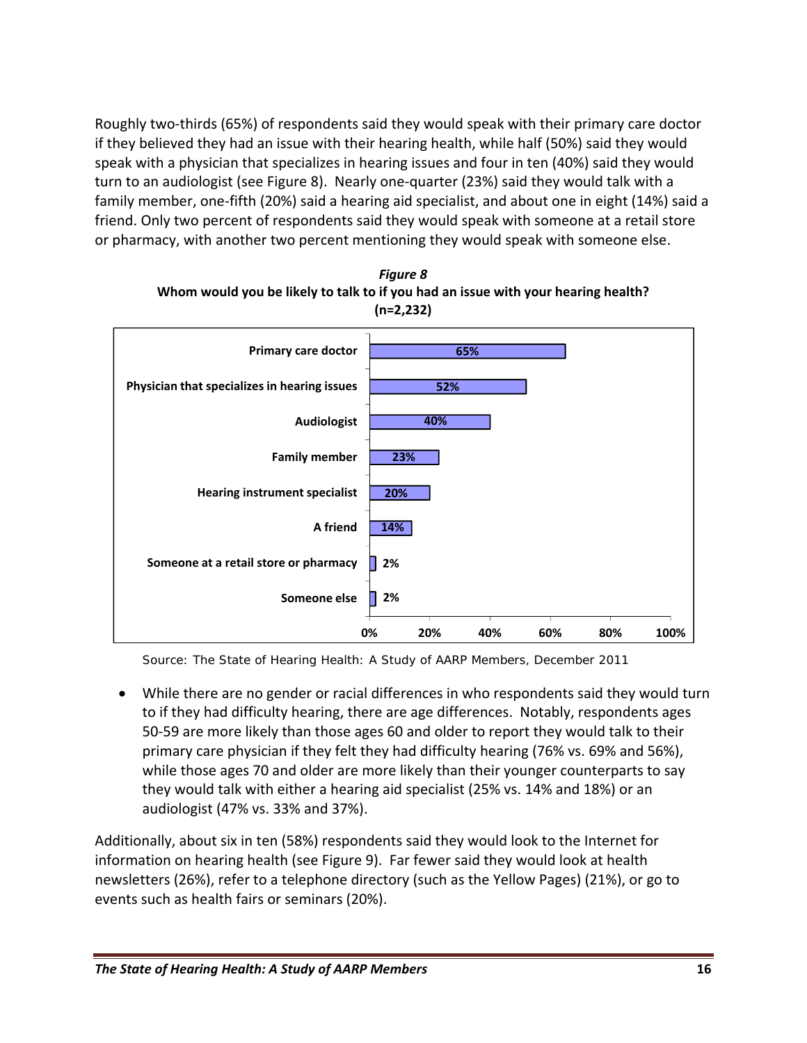Roughly two-thirds (65%) of respondents said they would speak with their primary care doctor if they believed they had an issue with their hearing health, while half (50%) said they would speak with a physician that specializes in hearing issues and four in ten (40%) said they would turn to an audiologist (see Figure 8). Nearly one-quarter (23%) said they would talk with a family member, one-fifth (20%) said a hearing aid specialist, and about one in eight (14%) said a friend. Only two percent of respondents said they would speak with someone at a retail store or pharmacy, with another two percent mentioning they would speak with someone else.

***Figure 8***
**Whom would you be likely to talk to if you had an issue with your hearing health? (n=2,232)**

| Response | Percent |
|---|---|
| Primary care doctor | 65% |
| Physician that specializes in hearing issues | 52% |
| Audiologist | 40% |
| Family member | 23% |
| Hearing instrument specialist | 20% |
| A friend | 14% |
| Someone at a retail store or pharmacy | 2% |
| Someone else | 2% |

Source: The State of Hearing Health: A Study of AARP Members, December 2011

- While there are no gender or racial differences in who respondents said they would turn to if they had difficulty hearing, there are age differences. Notably, respondents ages 50-59 are more likely than those ages 60 and older to report they would talk to their primary care physician if they felt they had difficulty hearing (76% vs. 69% and 56%), while those ages 70 and older are more likely than their younger counterparts to say they would talk with either a hearing aid specialist (25% vs. 14% and 18%) or an audiologist (47% vs. 33% and 37%).

Additionally, about six in ten (58%) respondents said they would look to the Internet for information on hearing health (see Figure 9). Far fewer said they would look at health newsletters (26%), refer to a telephone directory (such as the Yellow Pages) (21%), or go to events such as health fairs or seminars (20%).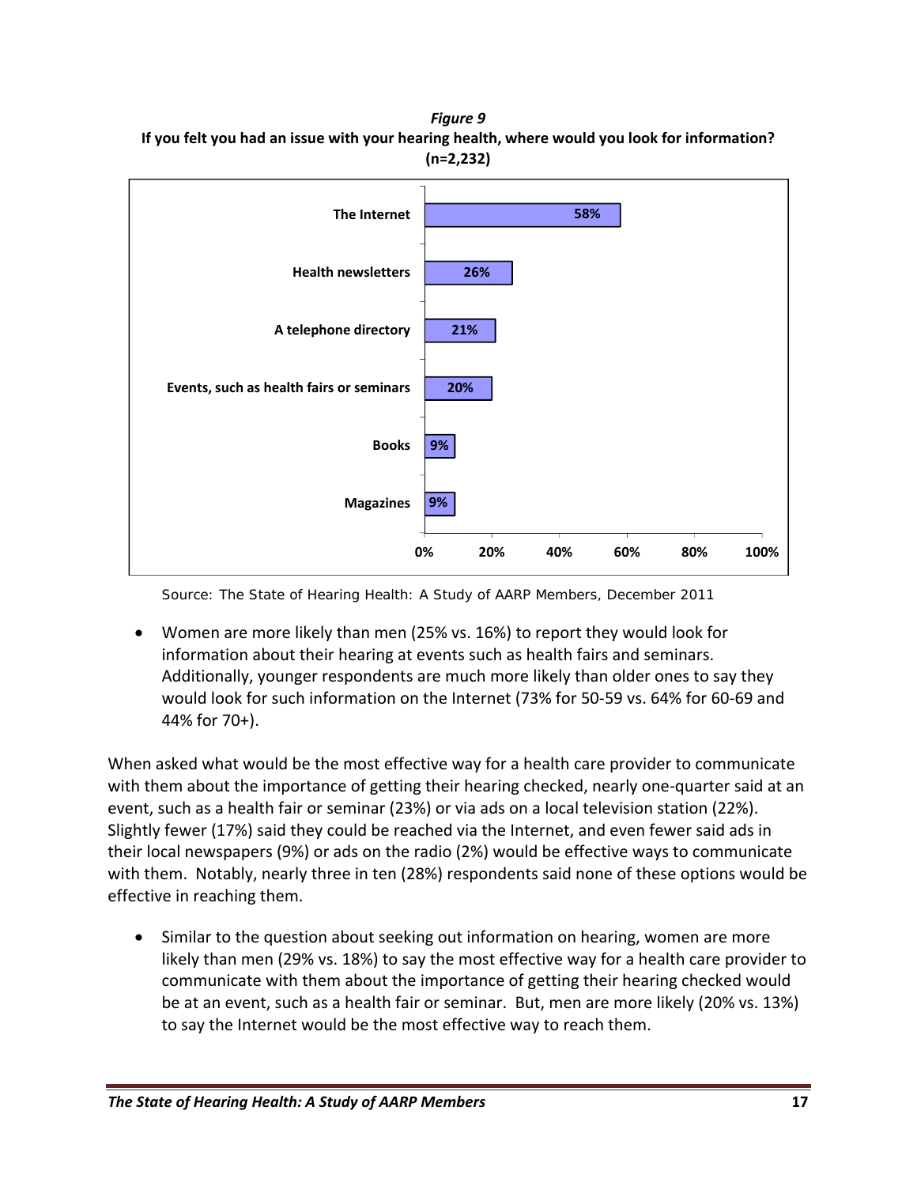*Figure 9*

**If you felt you had an issue with your hearing health, where would you look for information? (n=2,232)**

| Source | Percent |
|---|---|
| The Internet | 58% |
| Health newsletters | 26% |
| A telephone directory | 21% |
| Events, such as health fairs or seminars | 20% |
| Books | 9% |
| Magazines | 9% |

Source: The State of Hearing Health: A Study of AARP Members, December 2011

- Women are more likely than men (25% vs. 16%) to report they would look for information about their hearing at events such as health fairs and seminars. Additionally, younger respondents are much more likely than older ones to say they would look for such information on the Internet (73% for 50-59 vs. 64% for 60-69 and 44% for 70+).

When asked what would be the most effective way for a health care provider to communicate with them about the importance of getting their hearing checked, nearly one-quarter said at an event, such as a health fair or seminar (23%) or via ads on a local television station (22%). Slightly fewer (17%) said they could be reached via the Internet, and even fewer said ads in their local newspapers (9%) or ads on the radio (2%) would be effective ways to communicate with them. Notably, nearly three in ten (28%) respondents said none of these options would be effective in reaching them.

- Similar to the question about seeking out information on hearing, women are more likely than men (29% vs. 18%) to say the most effective way for a health care provider to communicate with them about the importance of getting their hearing checked would be at an event, such as a health fair or seminar. But, men are more likely (20% vs. 13%) to say the Internet would be the most effective way to reach them.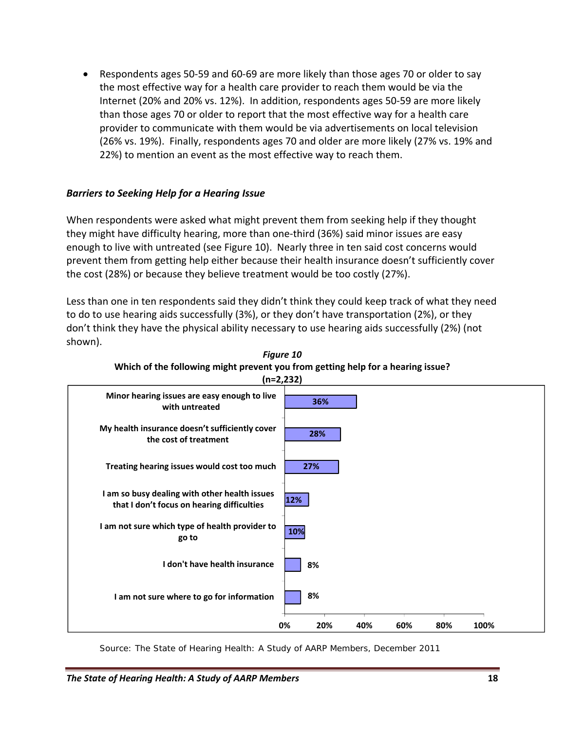- Respondents ages 50-59 and 60-69 are more likely than those ages 70 or older to say the most effective way for a health care provider to reach them would be via the Internet (20% and 20% vs. 12%). In addition, respondents ages 50-59 are more likely than those ages 70 or older to report that the most effective way for a health care provider to communicate with them would be via advertisements on local television (26% vs. 19%). Finally, respondents ages 70 and older are more likely (27% vs. 19% and 22%) to mention an event as the most effective way to reach them.

### *Barriers to Seeking Help for a Hearing Issue*

When respondents were asked what might prevent them from seeking help if they thought they might have difficulty hearing, more than one-third (36%) said minor issues are easy enough to live with untreated (see Figure 10). Nearly three in ten said cost concerns would prevent them from getting help either because their health insurance doesn't sufficiently cover the cost (28%) or because they believe treatment would be too costly (27%).

Less than one in ten respondents said they didn't think they could keep track of what they need to do to use hearing aids successfully (3%), or they don't have transportation (2%), or they don't think they have the physical ability necessary to use hearing aids successfully (2%) (not shown).

***Figure 10***

**Which of the following might prevent you from getting help for a hearing issue? (n=2,232)**

| Barrier | Percent |
|---|---|
| Minor hearing issues are easy enough to live with untreated | 36% |
| My health insurance doesn't sufficiently cover the cost of treatment | 28% |
| Treating hearing issues would cost too much | 27% |
| I am so busy dealing with other health issues that I don't focus on hearing difficulties | 12% |
| I am not sure which type of health provider to go to | 10% |
| I don't have health insurance | 8% |
| I am not sure where to go for information | 8% |

Source: The State of Hearing Health: A Study of AARP Members, December 2011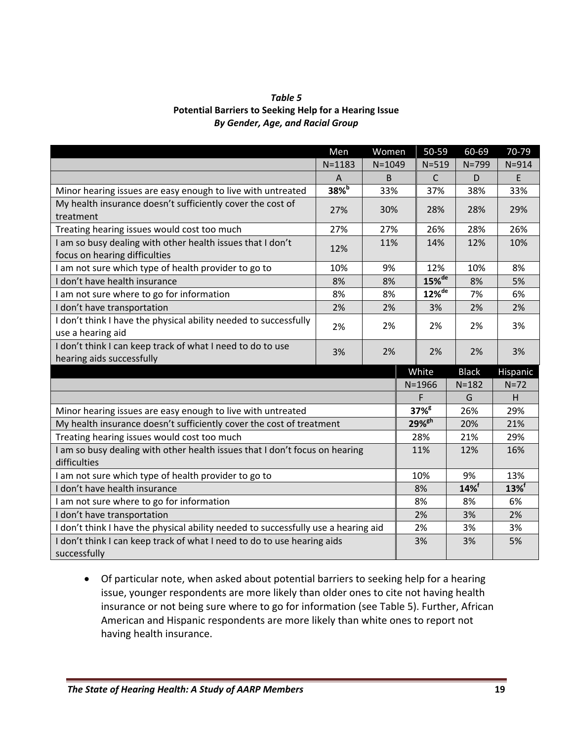*Table 5*
**Potential Barriers to Seeking Help for a Hearing Issue**
***By Gender, Age, and Racial Group***

| | Men | Women | 50-59 | 60-69 | 70-79 |
|---|---|---|---|---|---|
| | N=1183 | N=1049 | N=519 | N=799 | N=914 |
| | A | B | C | D | E |
| Minor hearing issues are easy enough to live with untreated | **38%**[b] | 33% | 37% | 38% | 33% |
| My health insurance doesn't sufficiently cover the cost of treatment | 27% | 30% | 28% | 28% | 29% |
| Treating hearing issues would cost too much | 27% | 27% | 26% | 28% | 26% |
| I am so busy dealing with other health issues that I don't focus on hearing difficulties | 12% | 11% | 14% | 12% | 10% |
| I am not sure which type of health provider to go to | 10% | 9% | 12% | 10% | 8% |
| I don't have health insurance | 8% | 8% | **15%**[de] | 8% | 5% |
| I am not sure where to go for information | 8% | 8% | **12%**[de] | 7% | 6% |
| I don't have transportation | 2% | 2% | 3% | 2% | 2% |
| I don't think I have the physical ability needed to successfully use a hearing aid | 2% | 2% | 2% | 2% | 3% |
| I don't think I can keep track of what I need to do to use hearing aids successfully | 3% | 2% | 2% | 2% | 3% |

| | White | Black | Hispanic |
|---|---|---|---|
| | N=1966 | N=182 | N=72 |
| | F | G | H |
| Minor hearing issues are easy enough to live with untreated | **37%**[g] | 26% | 29% |
| My health insurance doesn't sufficiently cover the cost of treatment | **29%**[gh] | 20% | 21% |
| Treating hearing issues would cost too much | 28% | 21% | 29% |
| I am so busy dealing with other health issues that I don't focus on hearing difficulties | 11% | 12% | 16% |
| I am not sure which type of health provider to go to | 10% | 9% | 13% |
| I don't have health insurance | 8% | **14%**[f] | **13%**[f] |
| I am not sure where to go for information | 8% | 8% | 6% |
| I don't have transportation | 2% | 3% | 2% |
| I don't think I have the physical ability needed to successfully use a hearing aid | 2% | 3% | 3% |
| I don't think I can keep track of what I need to do to use hearing aids successfully | 3% | 3% | 5% |

- Of particular note, when asked about potential barriers to seeking help for a hearing issue, younger respondents are more likely than older ones to cite not having health insurance or not being sure where to go for information (see Table 5). Further, African American and Hispanic respondents are more likely than white ones to report not having health insurance.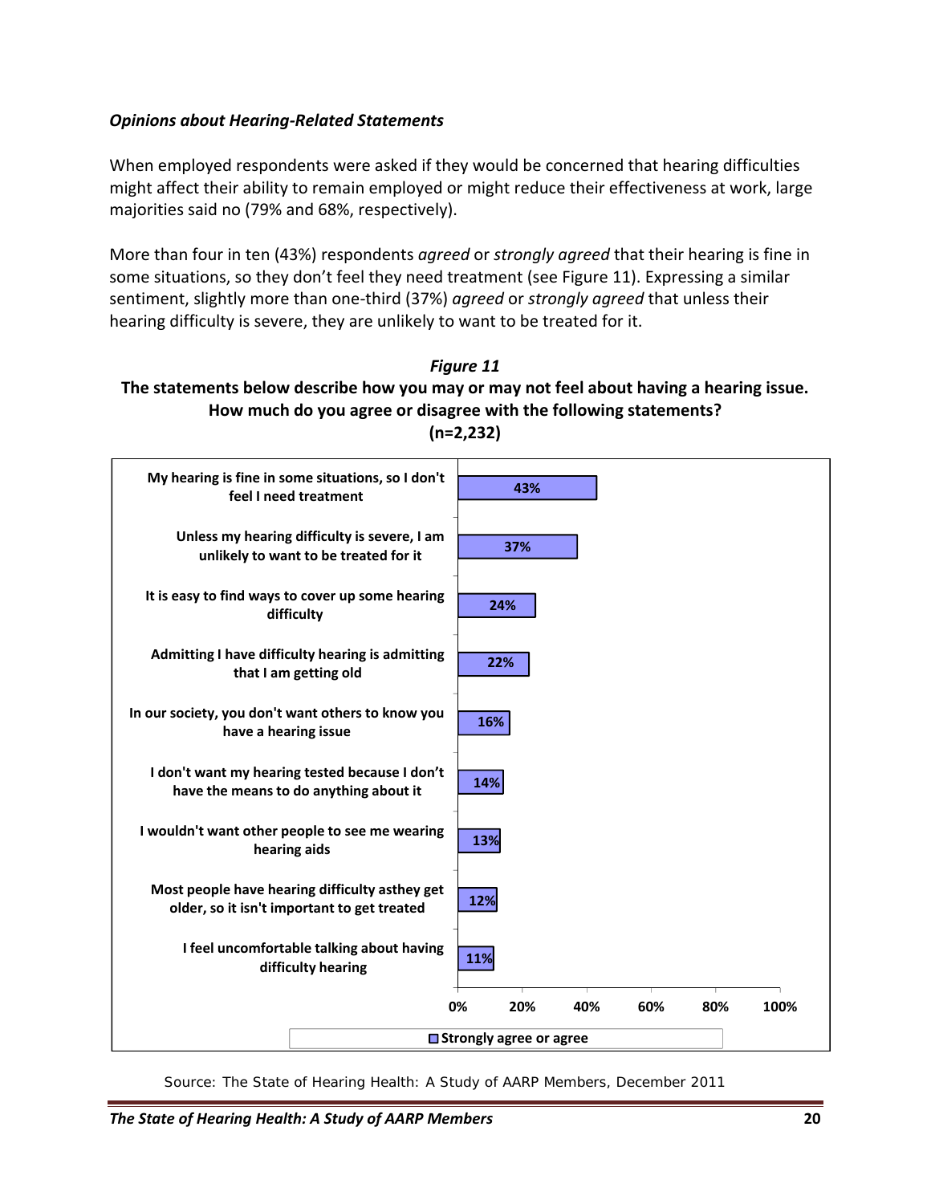### *Opinions about Hearing-Related Statements*

When employed respondents were asked if they would be concerned that hearing difficulties might affect their ability to remain employed or might reduce their effectiveness at work, large majorities said no (79% and 68%, respectively).

More than four in ten (43%) respondents *agreed* or *strongly agreed* that their hearing is fine in some situations, so they don't feel they need treatment (see Figure 11). Expressing a similar sentiment, slightly more than one-third (37%) *agreed* or *strongly agreed* that unless their hearing difficulty is severe, they are unlikely to want to be treated for it.

***Figure 11***

**The statements below describe how you may or may not feel about having a hearing issue. How much do you agree or disagree with the following statements? (n=2,232)**

| Statement | Strongly agree or agree |
|---|---|
| My hearing is fine in some situations, so I don't feel I need treatment | 43% |
| Unless my hearing difficulty is severe, I am unlikely to want to be treated for it | 37% |
| It is easy to find ways to cover up some hearing difficulty | 24% |
| Admitting I have difficulty hearing is admitting that I am getting old | 22% |
| In our society, you don't want others to know you have a hearing issue | 16% |
| I don't want my hearing tested because I don't have the means to do anything about it | 14% |
| I wouldn't want other people to see me wearing hearing aids | 13% |
| Most people have hearing difficulty asthey get older, so it isn't important to get treated | 12% |
| I feel uncomfortable talking about having difficulty hearing | 11% |

Source: The State of Hearing Health: A Study of AARP Members, December 2011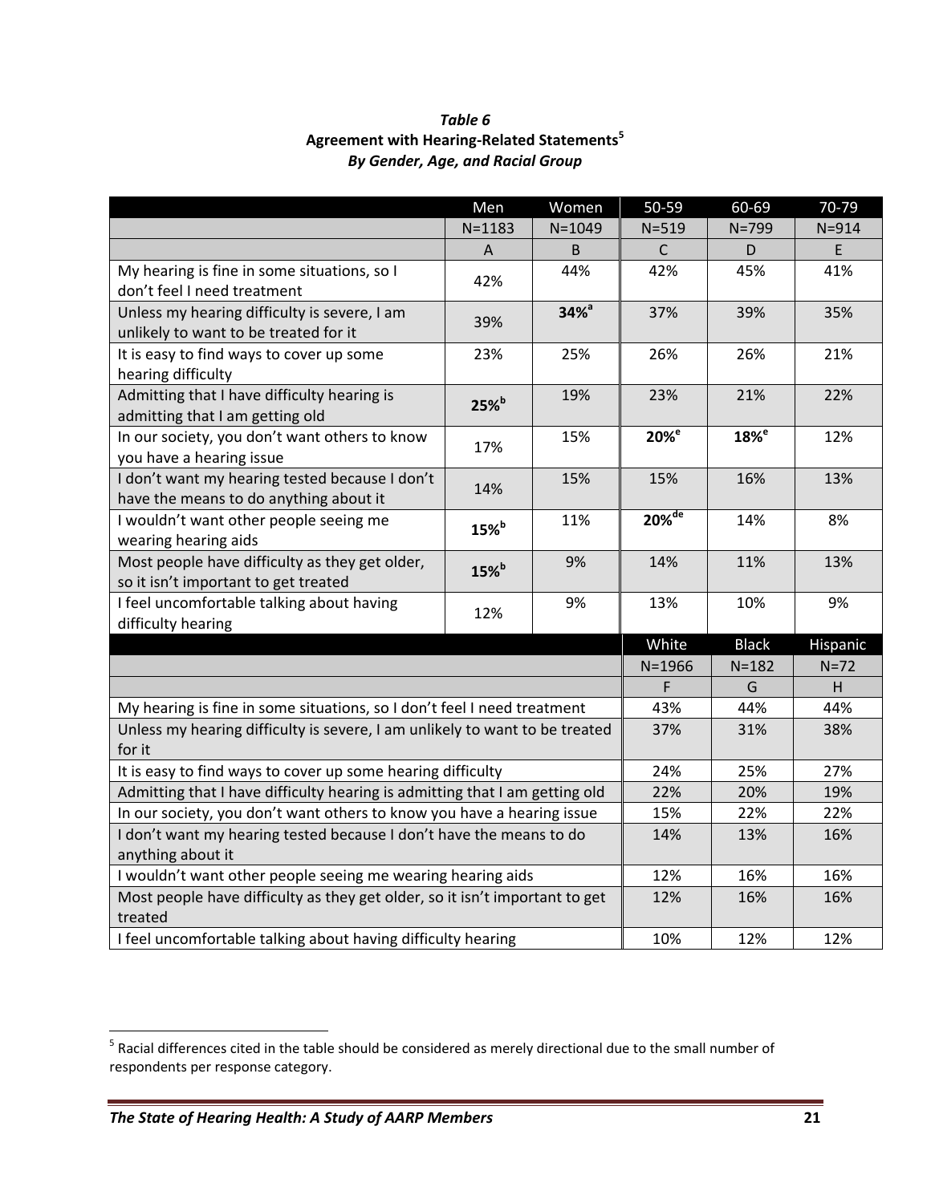*Table 6*
**Agreement with Hearing-Related Statements[5]**
***By Gender, Age, and Racial Group***

| | Men | Women | 50-59 | 60-69 | 70-79 |
|---|---|---|---|---|---|
| | N=1183 | N=1049 | N=519 | N=799 | N=914 |
| | A | B | C | D | E |
| My hearing is fine in some situations, so I don't feel I need treatment | 42% | 44% | 42% | 45% | 41% |
| Unless my hearing difficulty is severe, I am unlikely to want to be treated for it | 39% | **34%**[a] | 37% | 39% | 35% |
| It is easy to find ways to cover up some hearing difficulty | 23% | 25% | 26% | 26% | 21% |
| Admitting that I have difficulty hearing is admitting that I am getting old | **25%**[b] | 19% | 23% | 21% | 22% |
| In our society, you don't want others to know you have a hearing issue | 17% | 15% | **20%**[e] | **18%**[e] | 12% |
| I don't want my hearing tested because I don't have the means to do anything about it | 14% | 15% | 15% | 16% | 13% |
| I wouldn't want other people seeing me wearing hearing aids | **15%**[b] | 11% | **20%**[de] | 14% | 8% |
| Most people have difficulty as they get older, so it isn't important to get treated | **15%**[b] | 9% | 14% | 11% | 13% |
| I feel uncomfortable talking about having difficulty hearing | 12% | 9% | 13% | 10% | 9% |

| | White | Black | Hispanic |
|---|---|---|---|
| | N=1966 | N=182 | N=72 |
| | F | G | H |
| My hearing is fine in some situations, so I don't feel I need treatment | 43% | 44% | 44% |
| Unless my hearing difficulty is severe, I am unlikely to want to be treated for it | 37% | 31% | 38% |
| It is easy to find ways to cover up some hearing difficulty | 24% | 25% | 27% |
| Admitting that I have difficulty hearing is admitting that I am getting old | 22% | 20% | 19% |
| In our society, you don't want others to know you have a hearing issue | 15% | 22% | 22% |
| I don't want my hearing tested because I don't have the means to do anything about it | 14% | 13% | 16% |
| I wouldn't want other people seeing me wearing hearing aids | 12% | 16% | 16% |
| Most people have difficulty as they get older, so it isn't important to get treated | 12% | 16% | 16% |
| I feel uncomfortable talking about having difficulty hearing | 10% | 12% | 12% |

[5] Racial differences cited in the table should be considered as merely directional due to the small number of respondents per response category.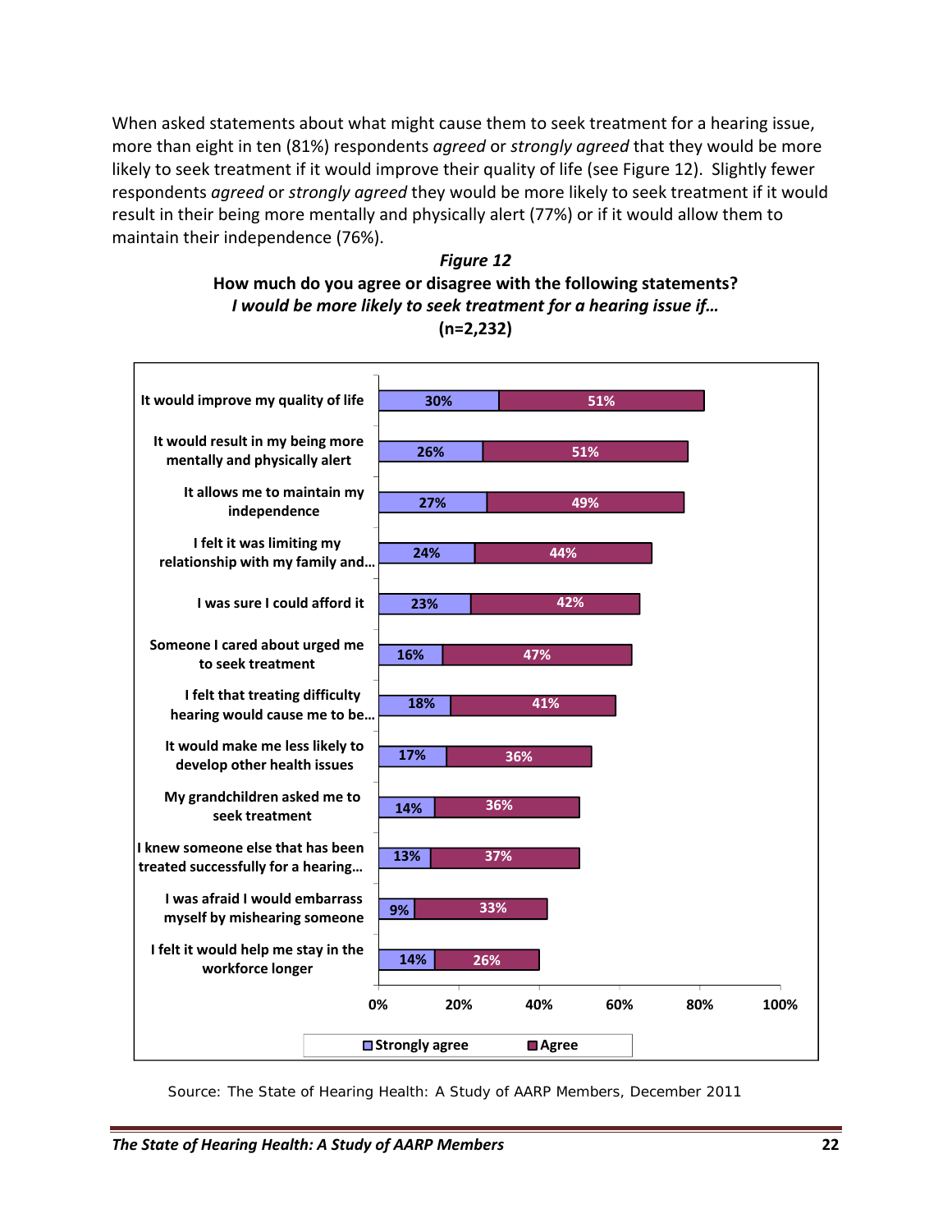When asked statements about what might cause them to seek treatment for a hearing issue, more than eight in ten (81%) respondents *agreed* or *strongly agreed* that they would be more likely to seek treatment if it would improve their quality of life (see Figure 12). Slightly fewer respondents *agreed* or *strongly agreed* they would be more likely to seek treatment if it would result in their being more mentally and physically alert (77%) or if it would allow them to maintain their independence (76%).

***Figure 12***

**How much do you agree or disagree with the following statements?**
***I would be more likely to seek treatment for a hearing issue if…***
**(n=2,232)**

| Statement | Strongly agree | Agree |
|---|---|---|
| It would improve my quality of life | 30% | 51% |
| It would result in my being more mentally and physically alert | 26% | 51% |
| It allows me to maintain my independence | 27% | 49% |
| I felt it was limiting my relationship with my family and… | 24% | 44% |
| I was sure I could afford it | 23% | 42% |
| Someone I cared about urged me to seek treatment | 16% | 47% |
| I felt that treating difficulty hearing would cause me to be… | 18% | 41% |
| It would make me less likely to develop other health issues | 17% | 36% |
| My grandchildren asked me to seek treatment | 14% | 36% |
| I knew someone else that has been treated successfully for a hearing… | 13% | 37% |
| I was afraid I would embarrass myself by mishearing someone | 9% | 33% |
| I felt it would help me stay in the workforce longer | 14% | 26% |

Source: The State of Hearing Health: A Study of AARP Members, December 2011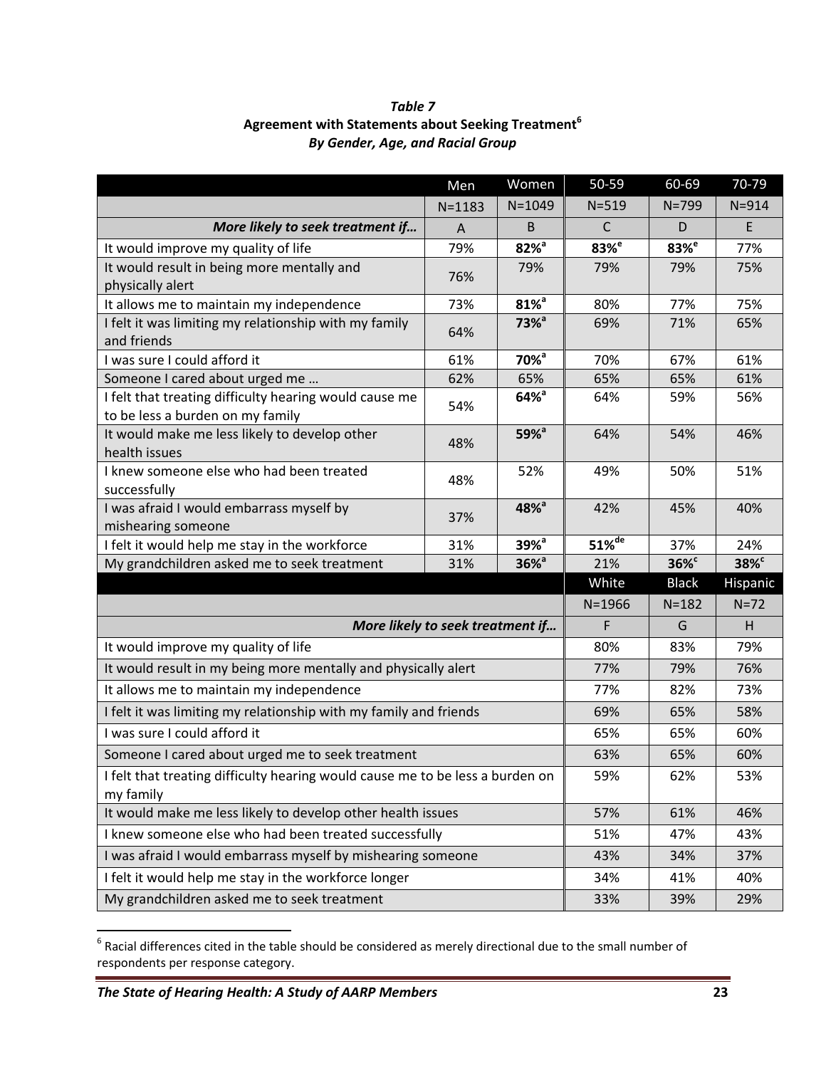**Table 7**

**Agreement with Statements about Seeking Treatment**[6]

***By Gender, Age, and Racial Group***

| | Men | Women | 50-59 | 60-69 | 70-79 |
|---|---|---|---|---|---|
| | N=1183 | N=1049 | N=519 | N=799 | N=914 |
| ***More likely to seek treatment if…*** | A | B | C | D | E |
| It would improve my quality of life | 79% | **82%**[a] | **83%**[e] | **83%**[e] | 77% |
| It would result in being more mentally and physically alert | 76% | 79% | 79% | 79% | 75% |
| It allows me to maintain my independence | 73% | **81%**[a] | 80% | 77% | 75% |
| I felt it was limiting my relationship with my family and friends | 64% | **73%**[a] | 69% | 71% | 65% |
| I was sure I could afford it | 61% | **70%**[a] | 70% | 67% | 61% |
| Someone I cared about urged me … | 62% | 65% | 65% | 65% | 61% |
| I felt that treating difficulty hearing would cause me to be less a burden on my family | 54% | **64%**[a] | 64% | 59% | 56% |
| It would make me less likely to develop other health issues | 48% | **59%**[a] | 64% | 54% | 46% |
| I knew someone else who had been treated successfully | 48% | 52% | 49% | 50% | 51% |
| I was afraid I would embarrass myself by mishearing someone | 37% | **48%**[a] | 42% | 45% | 40% |
| I felt it would help me stay in the workforce | 31% | **39%**[a] | **51%**[de] | 37% | 24% |
| My grandchildren asked me to seek treatment | 31% | **36%**[a] | 21% | **36%**[c] | **38%**[c] |

| | White | Black | Hispanic |
|---|---|---|---|
| | N=1966 | N=182 | N=72 |
| ***More likely to seek treatment if…*** | F | G | H |
| It would improve my quality of life | 80% | 83% | 79% |
| It would result in my being more mentally and physically alert | 77% | 79% | 76% |
| It allows me to maintain my independence | 77% | 82% | 73% |
| I felt it was limiting my relationship with my family and friends | 69% | 65% | 58% |
| I was sure I could afford it | 65% | 65% | 60% |
| Someone I cared about urged me to seek treatment | 63% | 65% | 60% |
| I felt that treating difficulty hearing would cause me to be less a burden on my family | 59% | 62% | 53% |
| It would make me less likely to develop other health issues | 57% | 61% | 46% |
| I knew someone else who had been treated successfully | 51% | 47% | 43% |
| I was afraid I would embarrass myself by mishearing someone | 43% | 34% | 37% |
| I felt it would help me stay in the workforce longer | 34% | 41% | 40% |
| My grandchildren asked me to seek treatment | 33% | 39% | 29% |

[6] Racial differences cited in the table should be considered as merely directional due to the small number of respondents per response category.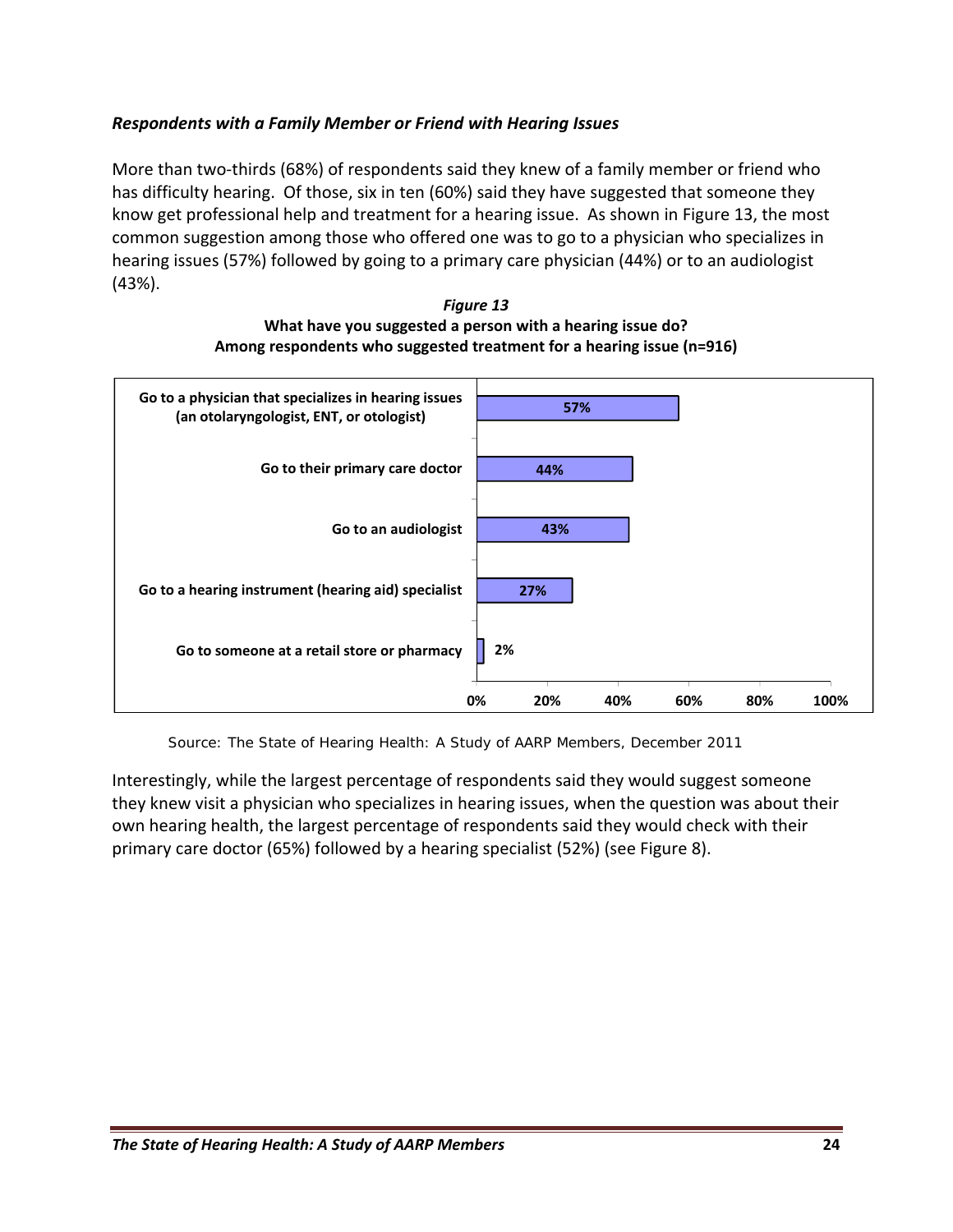### *Respondents with a Family Member or Friend with Hearing Issues*

More than two-thirds (68%) of respondents said they knew of a family member or friend who has difficulty hearing. Of those, six in ten (60%) said they have suggested that someone they know get professional help and treatment for a hearing issue. As shown in Figure 13, the most common suggestion among those who offered one was to go to a physician who specializes in hearing issues (57%) followed by going to a primary care physician (44%) or to an audiologist (43%).

*Figure 13*

**What have you suggested a person with a hearing issue do?**
**Among respondents who suggested treatment for a hearing issue (n=916)**

| Suggestion | Percent |
| --- | --- |
| Go to a physician that specializes in hearing issues (an otolaryngologist, ENT, or otologist) | 57% |
| Go to their primary care doctor | 44% |
| Go to an audiologist | 43% |
| Go to a hearing instrument (hearing aid) specialist | 27% |
| Go to someone at a retail store or pharmacy | 2% |

Source: The State of Hearing Health: A Study of AARP Members, December 2011

Interestingly, while the largest percentage of respondents said they would suggest someone they knew visit a physician who specializes in hearing issues, when the question was about their own hearing health, the largest percentage of respondents said they would check with their primary care doctor (65%) followed by a hearing specialist (52%) (see Figure 8).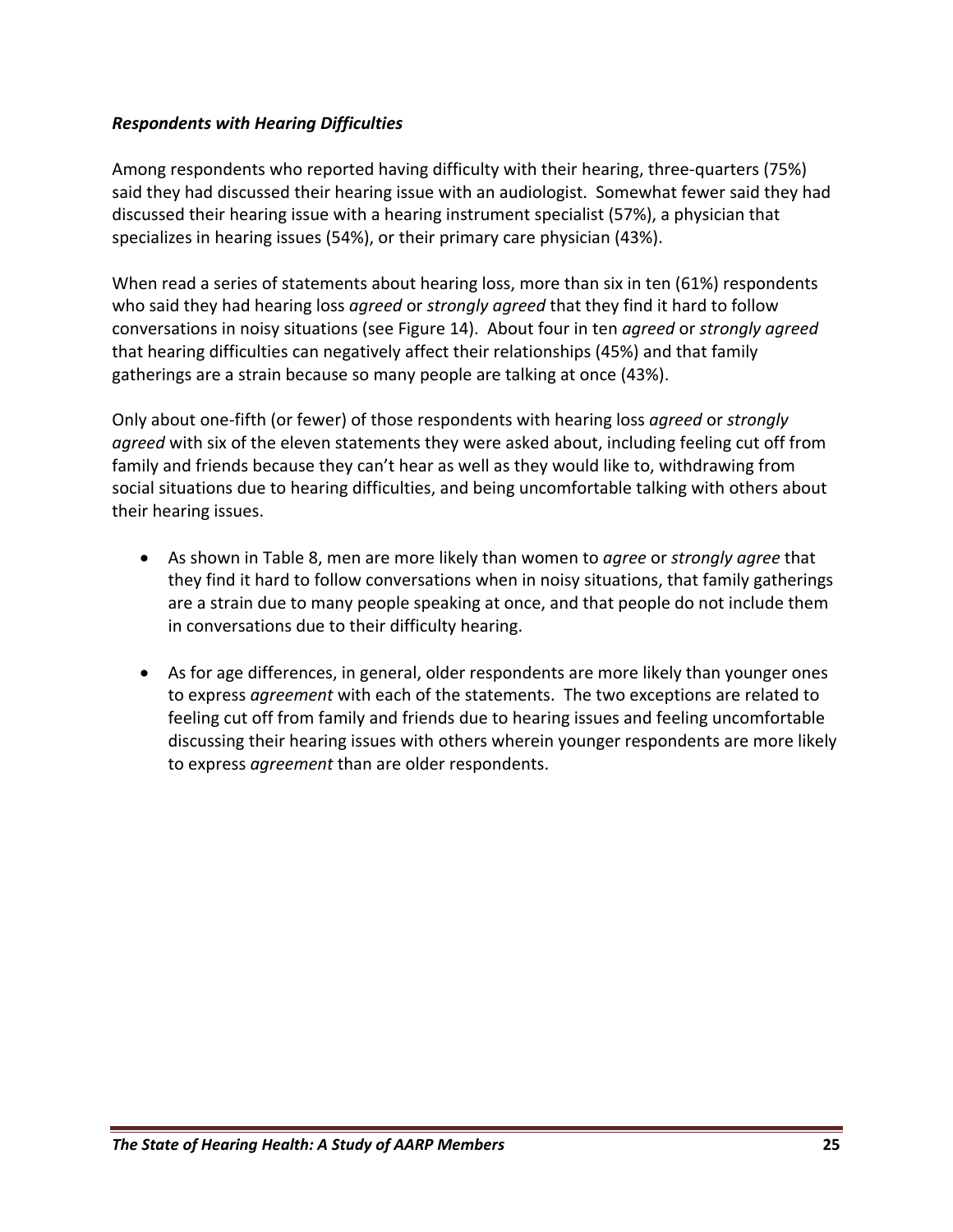### ***Respondents with Hearing Difficulties***

Among respondents who reported having difficulty with their hearing, three-quarters (75%) said they had discussed their hearing issue with an audiologist. Somewhat fewer said they had discussed their hearing issue with a hearing instrument specialist (57%), a physician that specializes in hearing issues (54%), or their primary care physician (43%).

When read a series of statements about hearing loss, more than six in ten (61%) respondents who said they had hearing loss *agreed* or *strongly agreed* that they find it hard to follow conversations in noisy situations (see Figure 14). About four in ten *agreed* or *strongly agreed* that hearing difficulties can negatively affect their relationships (45%) and that family gatherings are a strain because so many people are talking at once (43%).

Only about one-fifth (or fewer) of those respondents with hearing loss *agreed* or *strongly agreed* with six of the eleven statements they were asked about, including feeling cut off from family and friends because they can't hear as well as they would like to, withdrawing from social situations due to hearing difficulties, and being uncomfortable talking with others about their hearing issues.

- As shown in Table 8, men are more likely than women to *agree* or *strongly agree* that they find it hard to follow conversations when in noisy situations, that family gatherings are a strain due to many people speaking at once, and that people do not include them in conversations due to their difficulty hearing.
- As for age differences, in general, older respondents are more likely than younger ones to express *agreement* with each of the statements. The two exceptions are related to feeling cut off from family and friends due to hearing issues and feeling uncomfortable discussing their hearing issues with others wherein younger respondents are more likely to express *agreement* than are older respondents.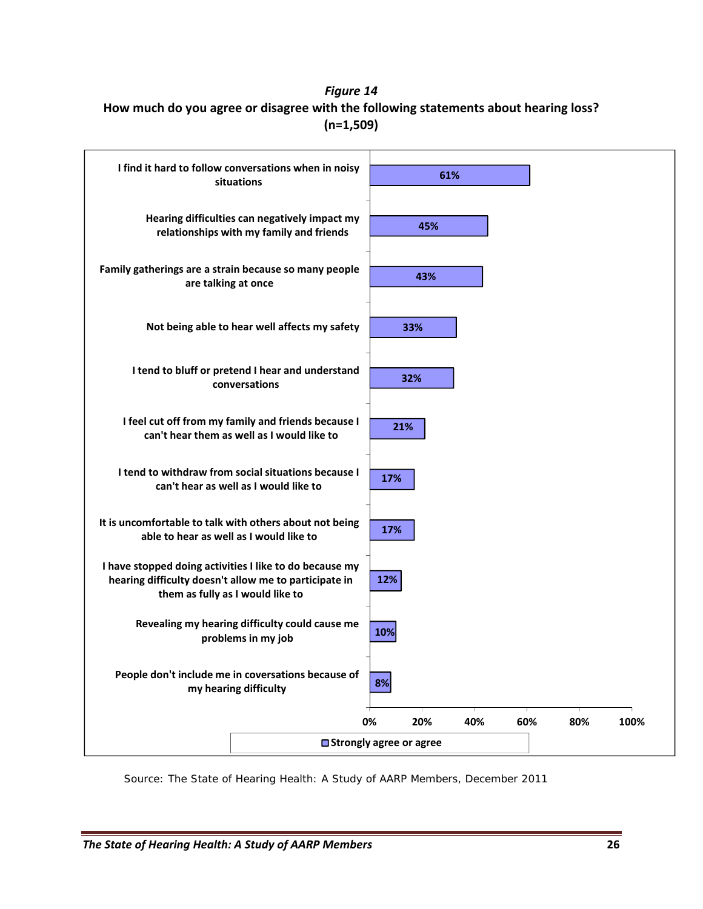*Figure 14*

**How much do you agree or disagree with the following statements about hearing loss? (n=1,509)**

| Statement | Strongly agree or agree |
|---|---|
| I find it hard to follow conversations when in noisy situations | 61% |
| Hearing difficulties can negatively impact my relationships with my family and friends | 45% |
| Family gatherings are a strain because so many people are talking at once | 43% |
| Not being able to hear well affects my safety | 33% |
| I tend to bluff or pretend I hear and understand conversations | 32% |
| I feel cut off from my family and friends because I can't hear them as well as I would like to | 21% |
| I tend to withdraw from social situations because I can't hear as well as I would like to | 17% |
| It is uncomfortable to talk with others about not being able to hear as well as I would like to | 17% |
| I have stopped doing activities I like to do because my hearing difficulty doesn't allow me to participate in them as fully as I would like to | 12% |
| Revealing my hearing difficulty could cause me problems in my job | 10% |
| People don't include me in coversations because of my hearing difficulty | 8% |

Source: The State of Hearing Health: A Study of AARP Members, December 2011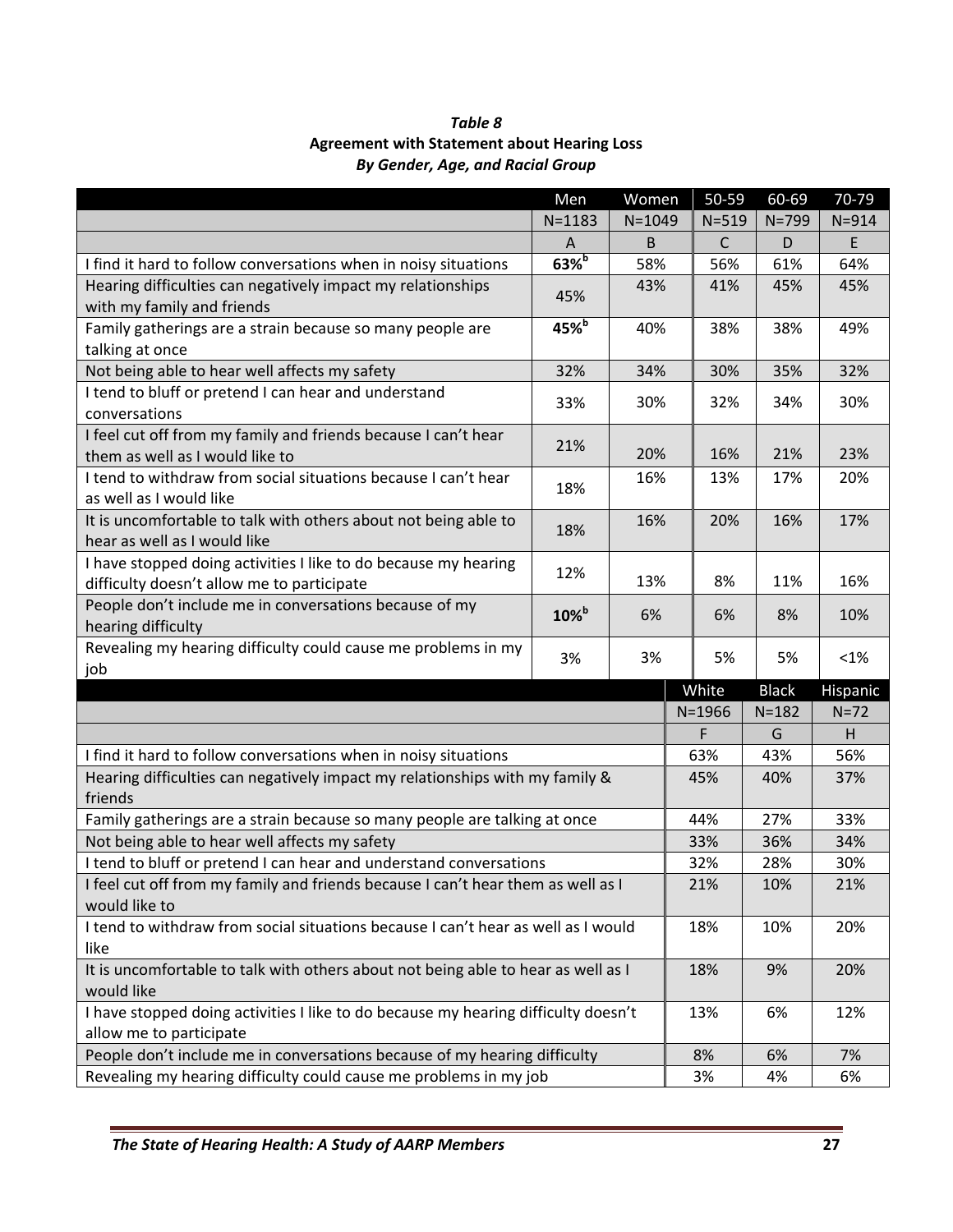*Table 8*

**Agreement with Statement about Hearing Loss**

***By Gender, Age, and Racial Group***

| | Men | Women | 50-59 | 60-69 | 70-79 |
|---|---|---|---|---|---|
| | N=1183 | N=1049 | N=519 | N=799 | N=914 |
| | A | B | C | D | E |
| I find it hard to follow conversations when in noisy situations | **63%[b]** | 58% | 56% | 61% | 64% |
| Hearing difficulties can negatively impact my relationships with my family and friends | 45% | 43% | 41% | 45% | 45% |
| Family gatherings are a strain because so many people are talking at once | **45%[b]** | 40% | 38% | 38% | 49% |
| Not being able to hear well affects my safety | 32% | 34% | 30% | 35% | 32% |
| I tend to bluff or pretend I can hear and understand conversations | 33% | 30% | 32% | 34% | 30% |
| I feel cut off from my family and friends because I can't hear them as well as I would like to | 21% | 20% | 16% | 21% | 23% |
| I tend to withdraw from social situations because I can't hear as well as I would like | 18% | 16% | 13% | 17% | 20% |
| It is uncomfortable to talk with others about not being able to hear as well as I would like | 18% | 16% | 20% | 16% | 17% |
| I have stopped doing activities I like to do because my hearing difficulty doesn't allow me to participate | 12% | 13% | 8% | 11% | 16% |
| People don't include me in conversations because of my hearing difficulty | **10%[b]** | 6% | 6% | 8% | 10% |
| Revealing my hearing difficulty could cause me problems in my job | 3% | 3% | 5% | 5% | <1% |

| | White | Black | Hispanic |
|---|---|---|---|
| | N=1966 | N=182 | N=72 |
| | F | G | H |
| I find it hard to follow conversations when in noisy situations | 63% | 43% | 56% |
| Hearing difficulties can negatively impact my relationships with my family & friends | 45% | 40% | 37% |
| Family gatherings are a strain because so many people are talking at once | 44% | 27% | 33% |
| Not being able to hear well affects my safety | 33% | 36% | 34% |
| I tend to bluff or pretend I can hear and understand conversations | 32% | 28% | 30% |
| I feel cut off from my family and friends because I can't hear them as well as I would like to | 21% | 10% | 21% |
| I tend to withdraw from social situations because I can't hear as well as I would like | 18% | 10% | 20% |
| It is uncomfortable to talk with others about not being able to hear as well as I would like | 18% | 9% | 20% |
| I have stopped doing activities I like to do because my hearing difficulty doesn't allow me to participate | 13% | 6% | 12% |
| People don't include me in conversations because of my hearing difficulty | 8% | 6% | 7% |
| Revealing my hearing difficulty could cause me problems in my job | 3% | 4% | 6% |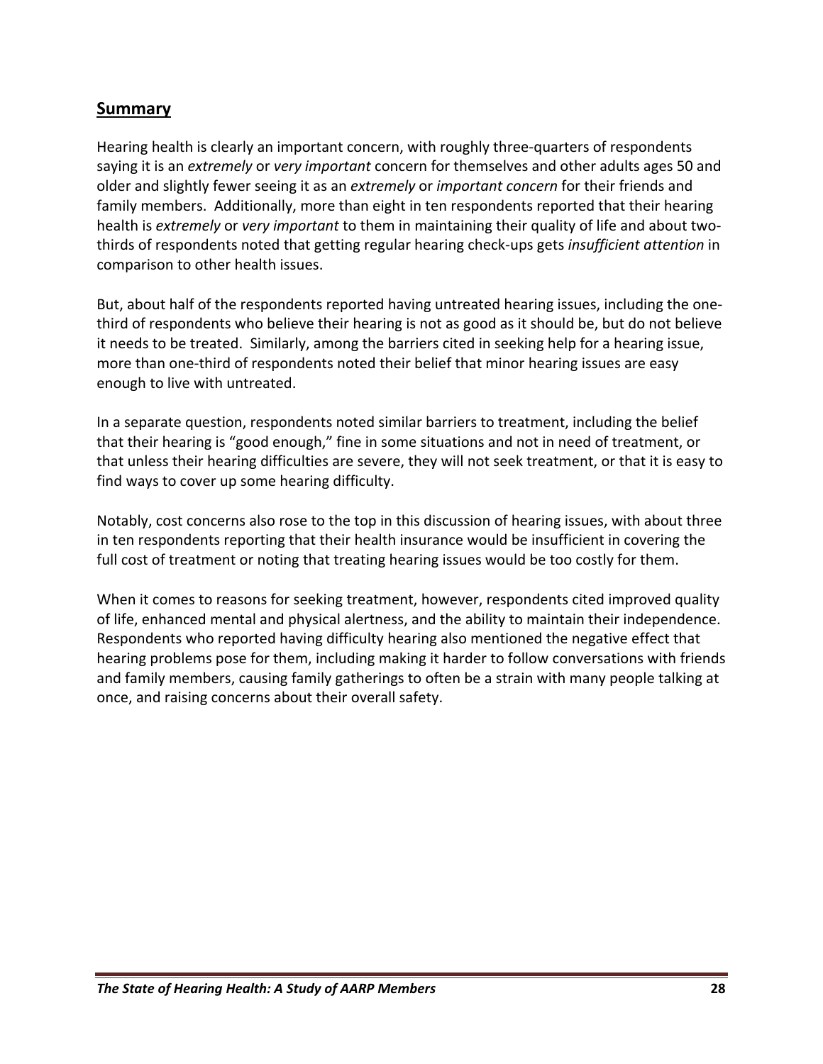## Summary

Hearing health is clearly an important concern, with roughly three-quarters of respondents saying it is an *extremely* or *very important* concern for themselves and other adults ages 50 and older and slightly fewer seeing it as an *extremely* or *important concern* for their friends and family members. Additionally, more than eight in ten respondents reported that their hearing health is *extremely* or *very important* to them in maintaining their quality of life and about two-thirds of respondents noted that getting regular hearing check-ups gets *insufficient attention* in comparison to other health issues.

But, about half of the respondents reported having untreated hearing issues, including the one-third of respondents who believe their hearing is not as good as it should be, but do not believe it needs to be treated. Similarly, among the barriers cited in seeking help for a hearing issue, more than one-third of respondents noted their belief that minor hearing issues are easy enough to live with untreated.

In a separate question, respondents noted similar barriers to treatment, including the belief that their hearing is "good enough," fine in some situations and not in need of treatment, or that unless their hearing difficulties are severe, they will not seek treatment, or that it is easy to find ways to cover up some hearing difficulty.

Notably, cost concerns also rose to the top in this discussion of hearing issues, with about three in ten respondents reporting that their health insurance would be insufficient in covering the full cost of treatment or noting that treating hearing issues would be too costly for them.

When it comes to reasons for seeking treatment, however, respondents cited improved quality of life, enhanced mental and physical alertness, and the ability to maintain their independence. Respondents who reported having difficulty hearing also mentioned the negative effect that hearing problems pose for them, including making it harder to follow conversations with friends and family members, causing family gatherings to often be a strain with many people talking at once, and raising concerns about their overall safety.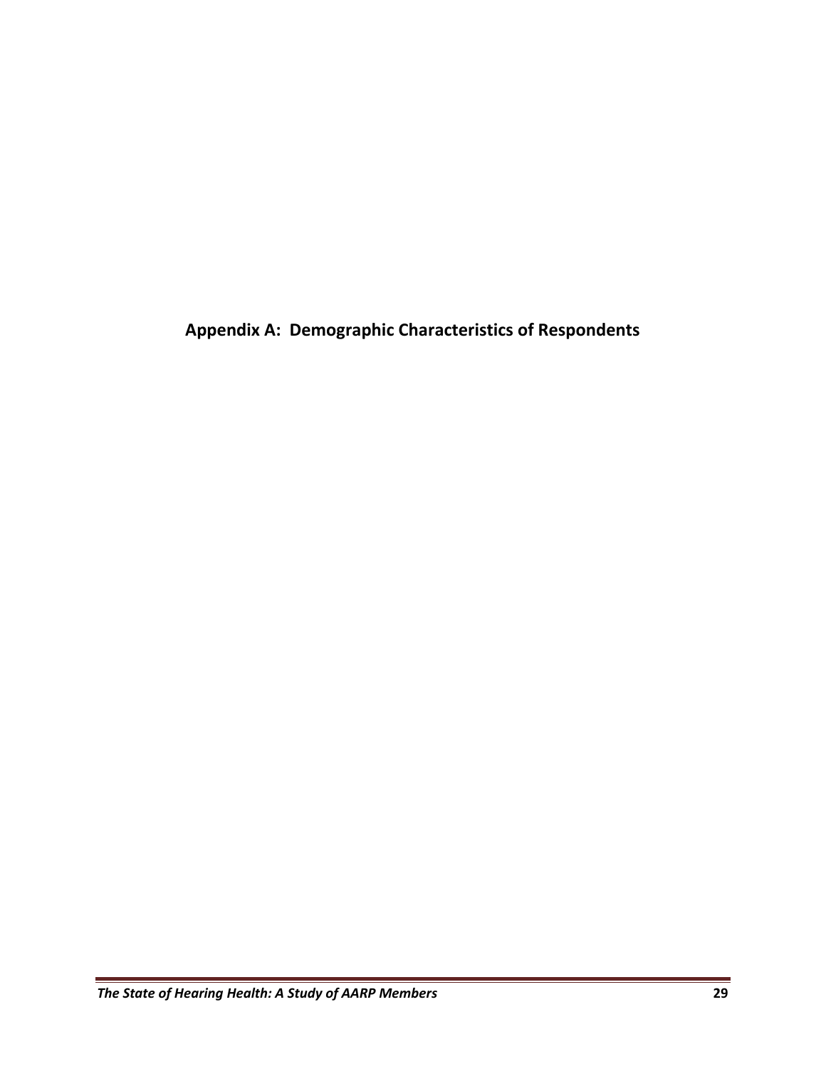# Appendix A: Demographic Characteristics of Respondents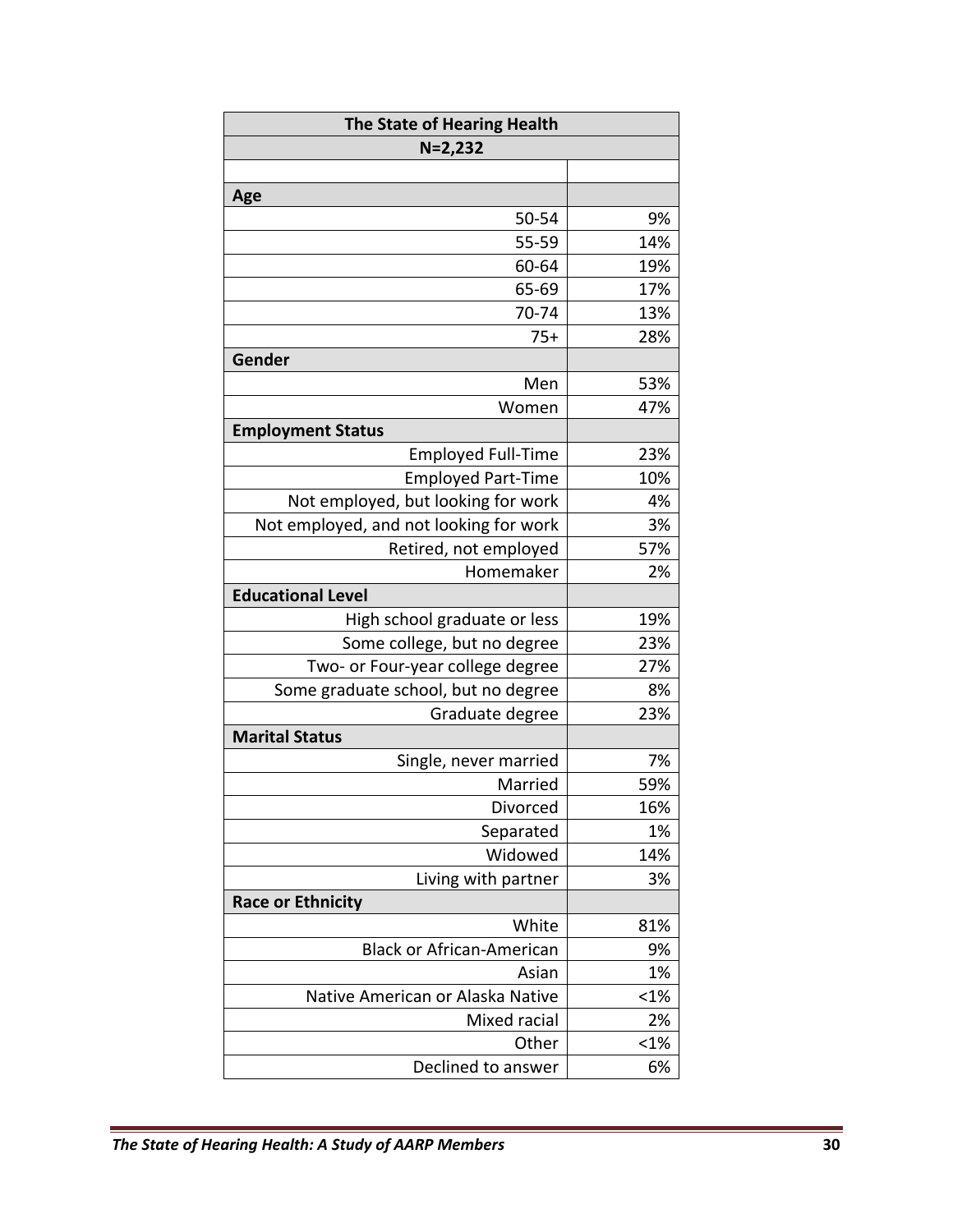| The State of Hearing Health | |
|---|---|
| N=2,232 | |
| | |
| **Age** | |
| 50-54 | 9% |
| 55-59 | 14% |
| 60-64 | 19% |
| 65-69 | 17% |
| 70-74 | 13% |
| 75+ | 28% |
| **Gender** | |
| Men | 53% |
| Women | 47% |
| **Employment Status** | |
| Employed Full-Time | 23% |
| Employed Part-Time | 10% |
| Not employed, but looking for work | 4% |
| Not employed, and not looking for work | 3% |
| Retired, not employed | 57% |
| Homemaker | 2% |
| **Educational Level** | |
| High school graduate or less | 19% |
| Some college, but no degree | 23% |
| Two- or Four-year college degree | 27% |
| Some graduate school, but no degree | 8% |
| Graduate degree | 23% |
| **Marital Status** | |
| Single, never married | 7% |
| Married | 59% |
| Divorced | 16% |
| Separated | 1% |
| Widowed | 14% |
| Living with partner | 3% |
| **Race or Ethnicity** | |
| White | 81% |
| Black or African-American | 9% |
| Asian | 1% |
| Native American or Alaska Native | <1% |
| Mixed racial | 2% |
| Other | <1% |
| Declined to answer | 6% |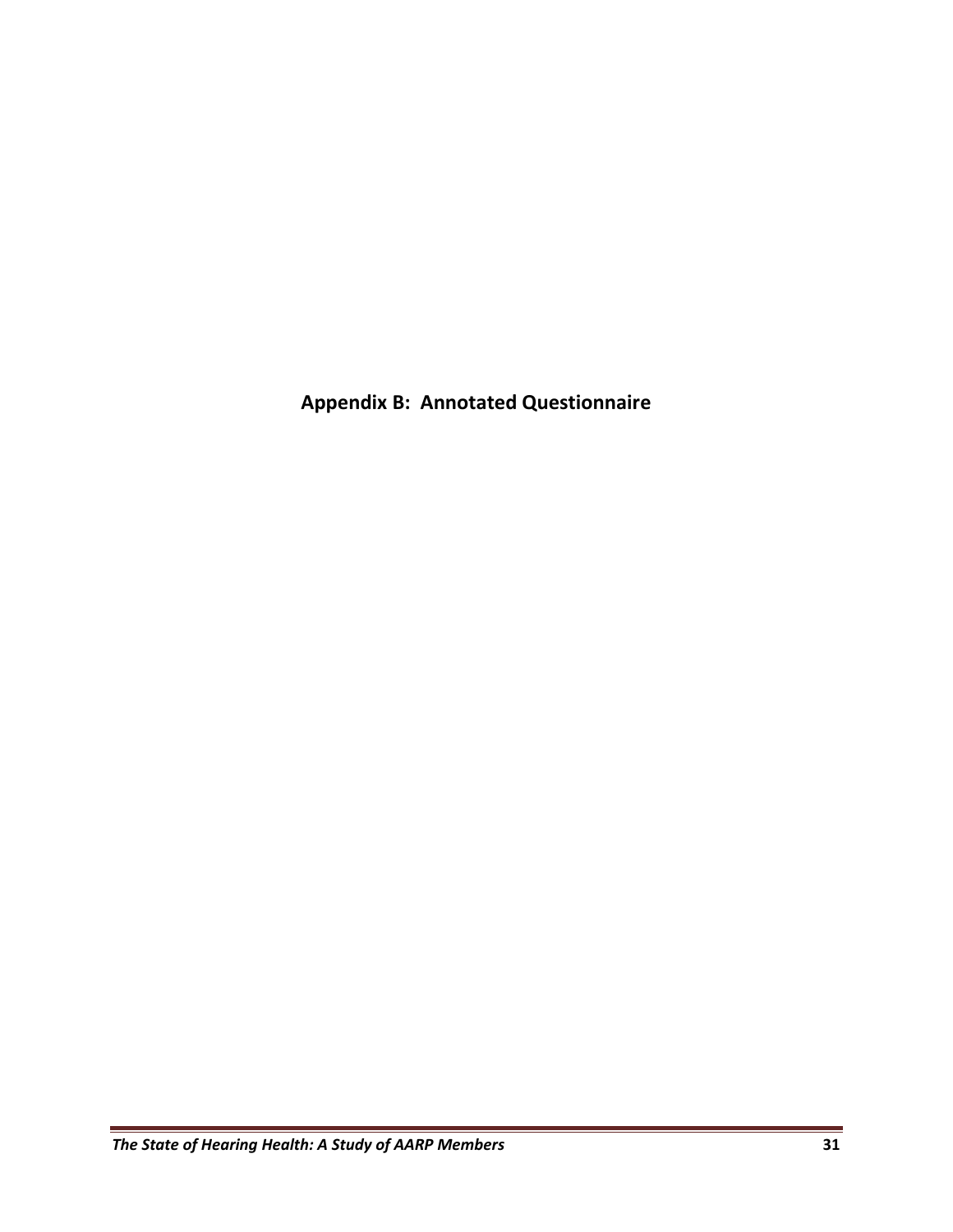# Appendix B: Annotated Questionnaire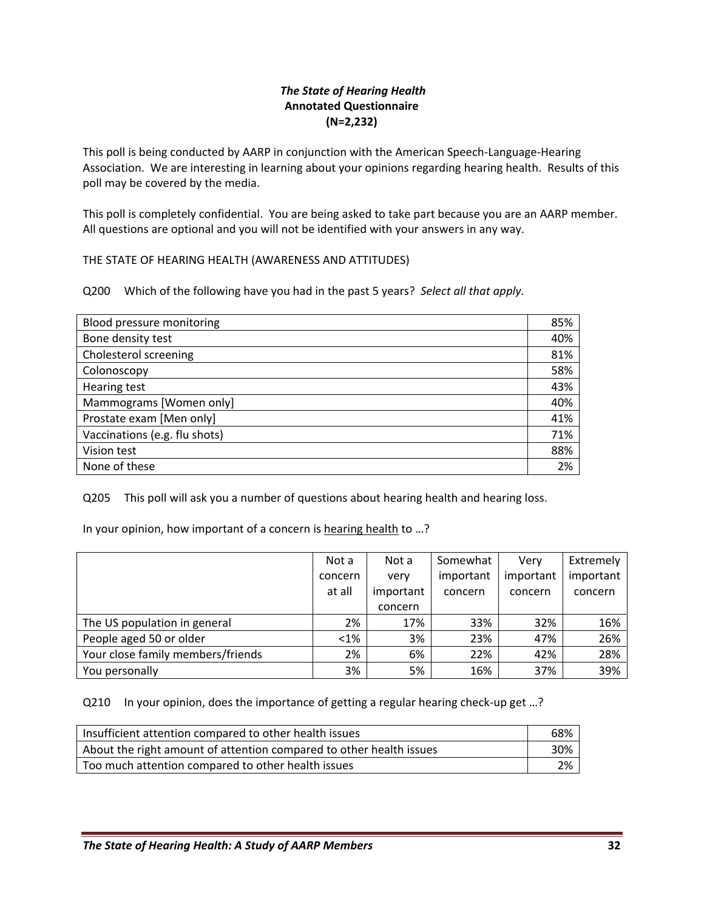***The State of Hearing Health***
**Annotated Questionnaire**
**(N=2,232)**

This poll is being conducted by AARP in conjunction with the American Speech-Language-Hearing Association. We are interesting in learning about your opinions regarding hearing health. Results of this poll may be covered by the media.

This poll is completely confidential. You are being asked to take part because you are an AARP member. All questions are optional and you will not be identified with your answers in any way.

THE STATE OF HEARING HEALTH (AWARENESS AND ATTITUDES)

Q200 Which of the following have you had in the past 5 years? *Select all that apply.*

| | |
|---|---|
| Blood pressure monitoring | 85% |
| Bone density test | 40% |
| Cholesterol screening | 81% |
| Colonoscopy | 58% |
| Hearing test | 43% |
| Mammograms [Women only] | 40% |
| Prostate exam [Men only] | 41% |
| Vaccinations (e.g. flu shots) | 71% |
| Vision test | 88% |
| None of these | 2% |

Q205 This poll will ask you a number of questions about hearing health and hearing loss.

In your opinion, how important of a concern is <u>hearing health</u> to …?

| | Not a concern at all | Not a very important concern | Somewhat important concern | Very important concern | Extremely important concern |
|---|---|---|---|---|---|
| The US population in general | 2% | 17% | 33% | 32% | 16% |
| People aged 50 or older | <1% | 3% | 23% | 47% | 26% |
| Your close family members/friends | 2% | 6% | 22% | 42% | 28% |
| You personally | 3% | 5% | 16% | 37% | 39% |

Q210 In your opinion, does the importance of getting a regular hearing check-up get …?

| | |
|---|---|
| Insufficient attention compared to other health issues | 68% |
| About the right amount of attention compared to other health issues | 30% |
| Too much attention compared to other health issues | 2% |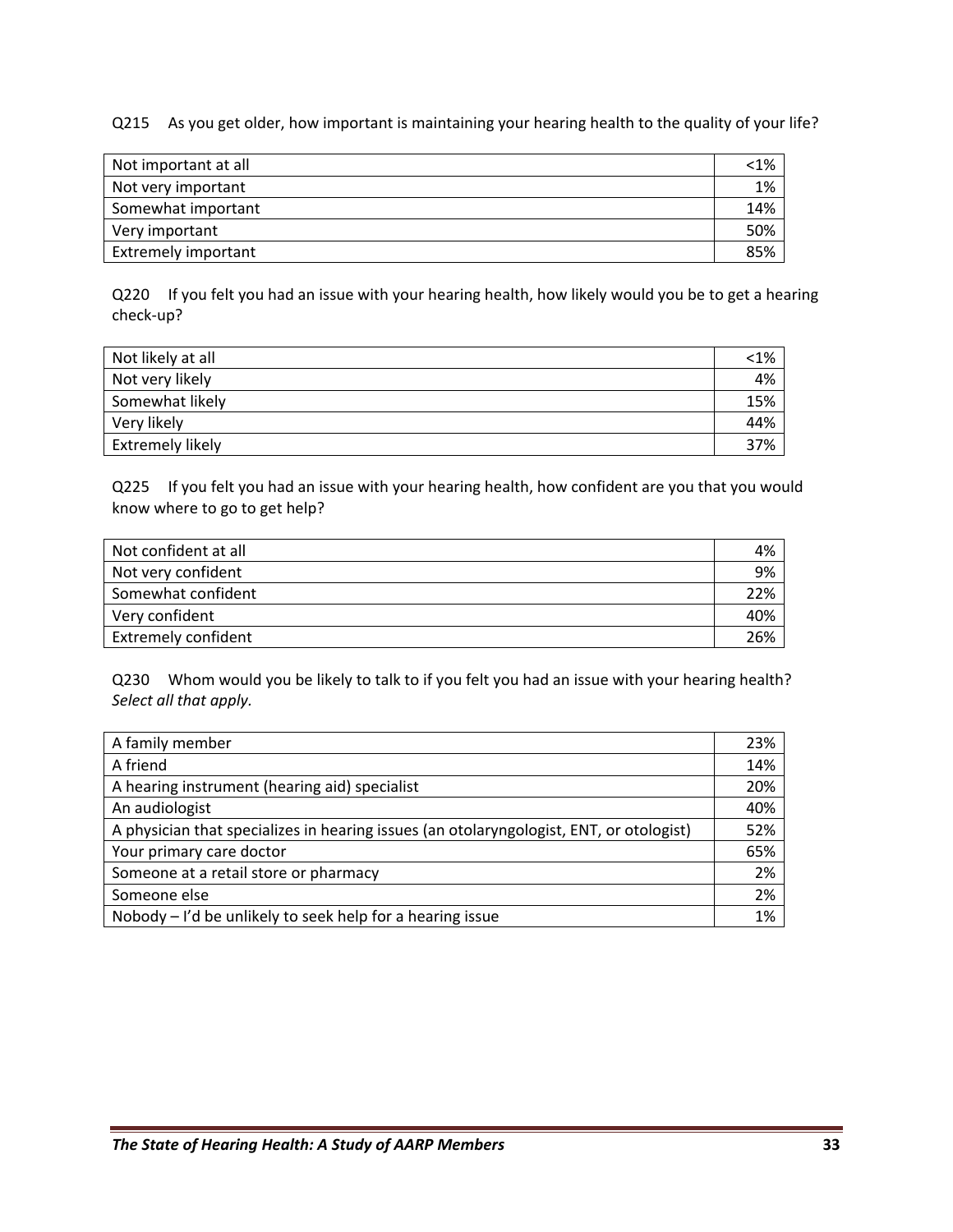Q215 As you get older, how important is maintaining your hearing health to the quality of your life?

| | |
|---|---|
| Not important at all | <1% |
| Not very important | 1% |
| Somewhat important | 14% |
| Very important | 50% |
| Extremely important | 85% |

Q220 If you felt you had an issue with your hearing health, how likely would you be to get a hearing check-up?

| | |
|---|---|
| Not likely at all | <1% |
| Not very likely | 4% |
| Somewhat likely | 15% |
| Very likely | 44% |
| Extremely likely | 37% |

Q225 If you felt you had an issue with your hearing health, how confident are you that you would know where to go to get help?

| | |
|---|---|
| Not confident at all | 4% |
| Not very confident | 9% |
| Somewhat confident | 22% |
| Very confident | 40% |
| Extremely confident | 26% |

Q230 Whom would you be likely to talk to if you felt you had an issue with your hearing health? *Select all that apply.*

| | |
|---|---|
| A family member | 23% |
| A friend | 14% |
| A hearing instrument (hearing aid) specialist | 20% |
| An audiologist | 40% |
| A physician that specializes in hearing issues (an otolaryngologist, ENT, or otologist) | 52% |
| Your primary care doctor | 65% |
| Someone at a retail store or pharmacy | 2% |
| Someone else | 2% |
| Nobody – I'd be unlikely to seek help for a hearing issue | 1% |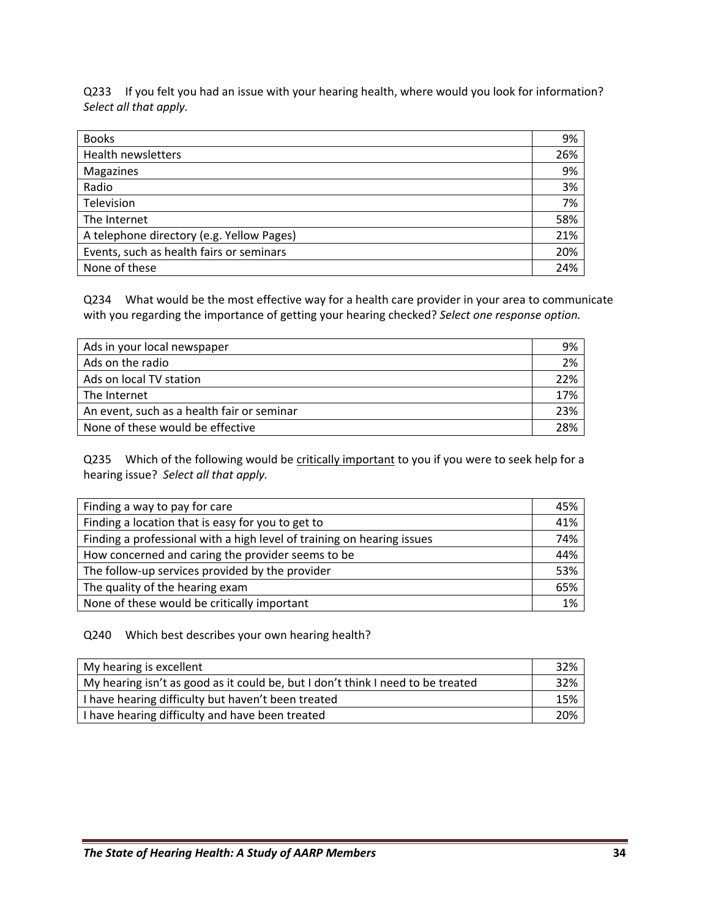Q233 If you felt you had an issue with your hearing health, where would you look for information? *Select all that apply.*

| | |
|---|---|
| Books | 9% |
| Health newsletters | 26% |
| Magazines | 9% |
| Radio | 3% |
| Television | 7% |
| The Internet | 58% |
| A telephone directory (e.g. Yellow Pages) | 21% |
| Events, such as health fairs or seminars | 20% |
| None of these | 24% |

Q234 What would be the most effective way for a health care provider in your area to communicate with you regarding the importance of getting your hearing checked? *Select one response option.*

| | |
|---|---|
| Ads in your local newspaper | 9% |
| Ads on the radio | 2% |
| Ads on local TV station | 22% |
| The Internet | 17% |
| An event, such as a health fair or seminar | 23% |
| None of these would be effective | 28% |

Q235 Which of the following would be critically important to you if you were to seek help for a hearing issue? *Select all that apply.*

| | |
|---|---|
| Finding a way to pay for care | 45% |
| Finding a location that is easy for you to get to | 41% |
| Finding a professional with a high level of training on hearing issues | 74% |
| How concerned and caring the provider seems to be | 44% |
| The follow-up services provided by the provider | 53% |
| The quality of the hearing exam | 65% |
| None of these would be critically important | 1% |

Q240 Which best describes your own hearing health?

| | |
|---|---|
| My hearing is excellent | 32% |
| My hearing isn't as good as it could be, but I don't think I need to be treated | 32% |
| I have hearing difficulty but haven't been treated | 15% |
| I have hearing difficulty and have been treated | 20% |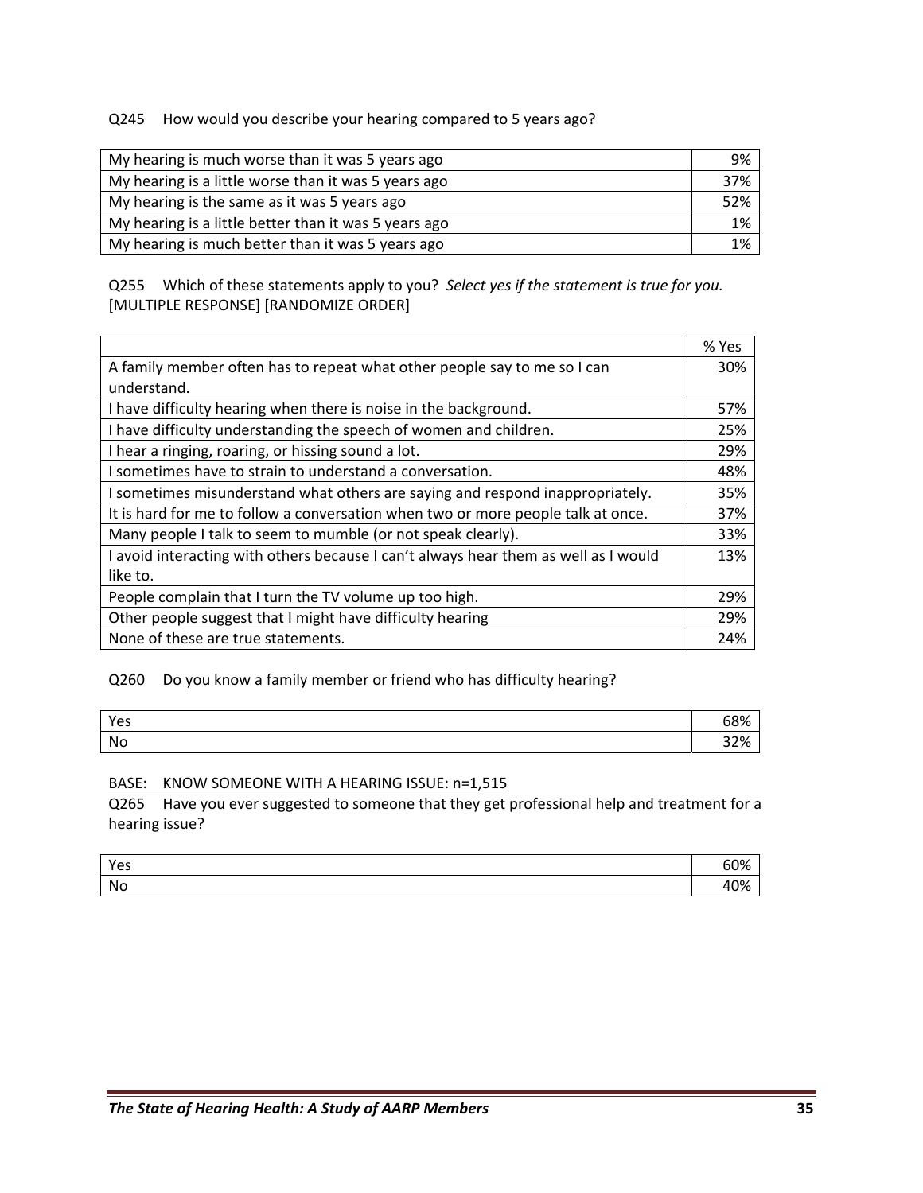Q245 How would you describe your hearing compared to 5 years ago?

| | |
|---|---|
| My hearing is much worse than it was 5 years ago | 9% |
| My hearing is a little worse than it was 5 years ago | 37% |
| My hearing is the same as it was 5 years ago | 52% |
| My hearing is a little better than it was 5 years ago | 1% |
| My hearing is much better than it was 5 years ago | 1% |

Q255 Which of these statements apply to you? *Select yes if the statement is true for you.* [MULTIPLE RESPONSE] [RANDOMIZE ORDER]

| | % Yes |
|---|---|
| A family member often has to repeat what other people say to me so I can understand. | 30% |
| I have difficulty hearing when there is noise in the background. | 57% |
| I have difficulty understanding the speech of women and children. | 25% |
| I hear a ringing, roaring, or hissing sound a lot. | 29% |
| I sometimes have to strain to understand a conversation. | 48% |
| I sometimes misunderstand what others are saying and respond inappropriately. | 35% |
| It is hard for me to follow a conversation when two or more people talk at once. | 37% |
| Many people I talk to seem to mumble (or not speak clearly). | 33% |
| I avoid interacting with others because I can't always hear them as well as I would like to. | 13% |
| People complain that I turn the TV volume up too high. | 29% |
| Other people suggest that I might have difficulty hearing | 29% |
| None of these are true statements. | 24% |

Q260 Do you know a family member or friend who has difficulty hearing?

| | |
|---|---|
| Yes | 68% |
| No | 32% |

BASE: KNOW SOMEONE WITH A HEARING ISSUE: n=1,515

Q265 Have you ever suggested to someone that they get professional help and treatment for a hearing issue?

| | |
|---|---|
| Yes | 60% |
| No | 40% |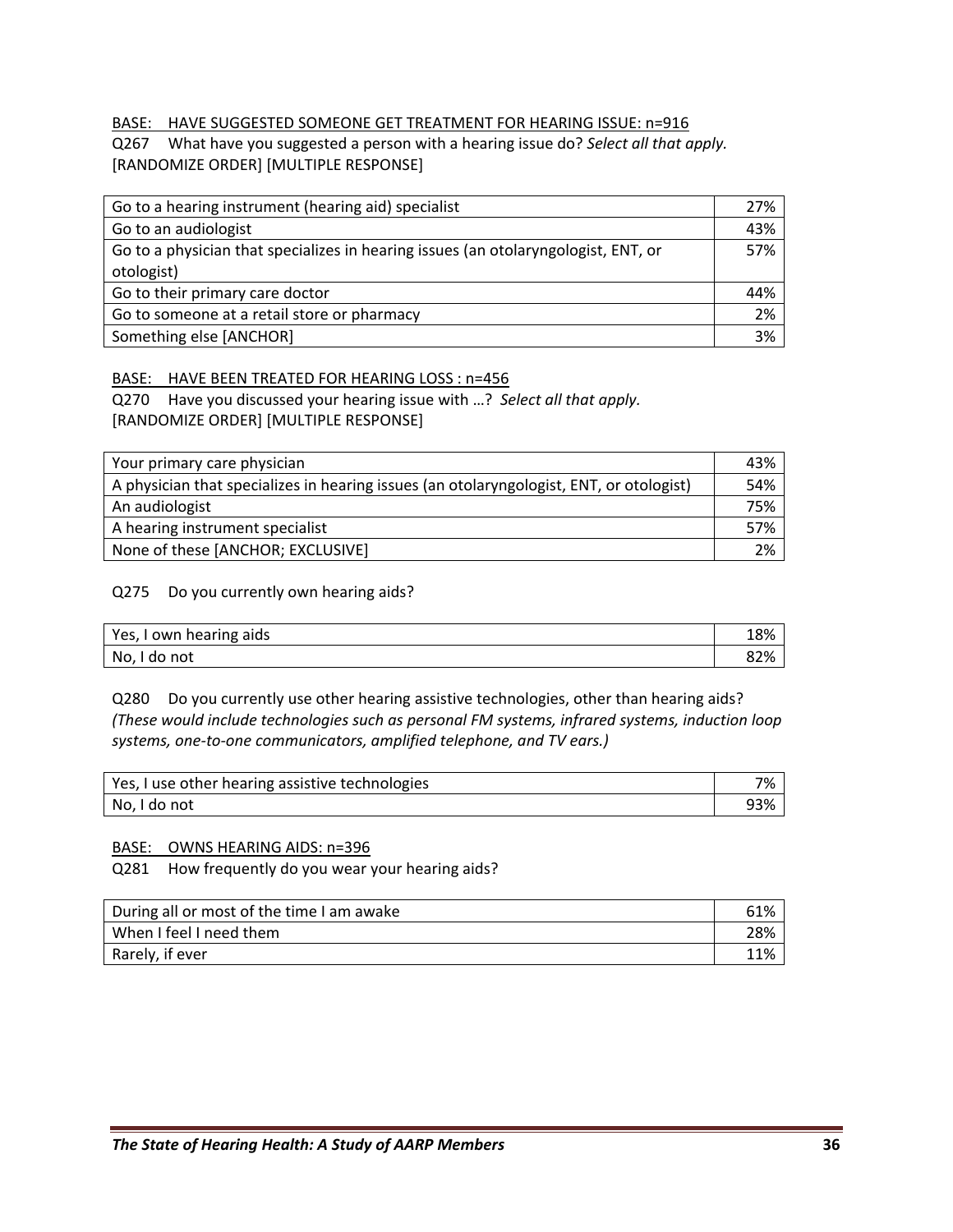BASE: HAVE SUGGESTED SOMEONE GET TREATMENT FOR HEARING ISSUE: n=916

Q267 What have you suggested a person with a hearing issue do? *Select all that apply.* [RANDOMIZE ORDER] [MULTIPLE RESPONSE]

| | |
|---|---|
| Go to a hearing instrument (hearing aid) specialist | 27% |
| Go to an audiologist | 43% |
| Go to a physician that specializes in hearing issues (an otolaryngologist, ENT, or otologist) | 57% |
| Go to their primary care doctor | 44% |
| Go to someone at a retail store or pharmacy | 2% |
| Something else [ANCHOR] | 3% |

BASE: HAVE BEEN TREATED FOR HEARING LOSS : n=456

Q270 Have you discussed your hearing issue with …? *Select all that apply.* [RANDOMIZE ORDER] [MULTIPLE RESPONSE]

| | |
|---|---|
| Your primary care physician | 43% |
| A physician that specializes in hearing issues (an otolaryngologist, ENT, or otologist) | 54% |
| An audiologist | 75% |
| A hearing instrument specialist | 57% |
| None of these [ANCHOR; EXCLUSIVE] | 2% |

Q275 Do you currently own hearing aids?

| | |
|---|---|
| Yes, I own hearing aids | 18% |
| No, I do not | 82% |

Q280 Do you currently use other hearing assistive technologies, other than hearing aids? *(These would include technologies such as personal FM systems, infrared systems, induction loop systems, one-to-one communicators, amplified telephone, and TV ears.)*

| | |
|---|---|
| Yes, I use other hearing assistive technologies | 7% |
| No, I do not | 93% |

BASE: OWNS HEARING AIDS: n=396

Q281 How frequently do you wear your hearing aids?

| | |
|---|---|
| During all or most of the time I am awake | 61% |
| When I feel I need them | 28% |
| Rarely, if ever | 11% |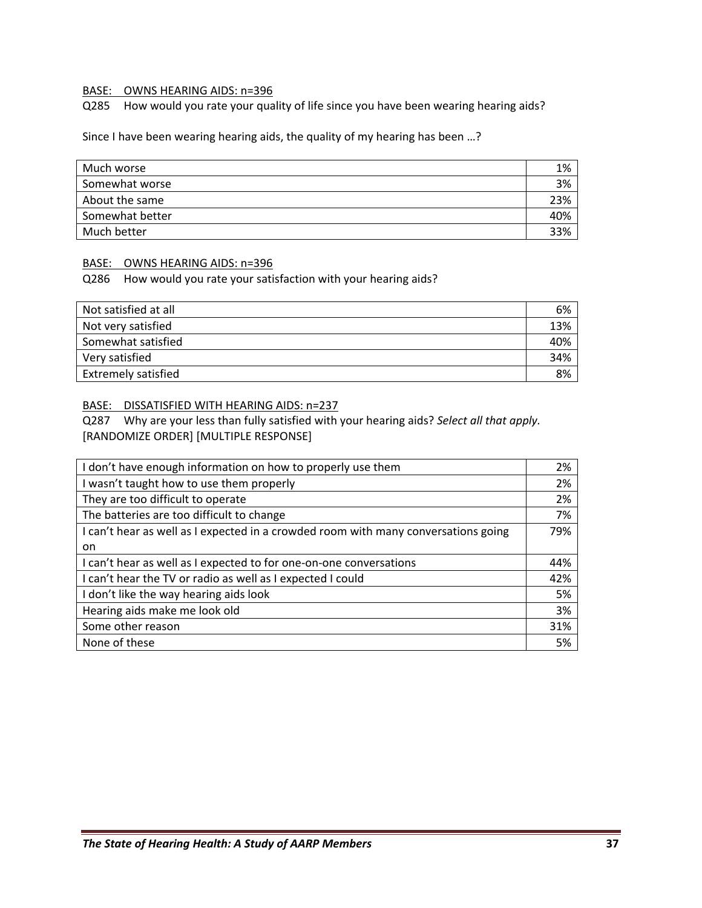BASE: OWNS HEARING AIDS: n=396

Q285 How would you rate your quality of life since you have been wearing hearing aids?

Since I have been wearing hearing aids, the quality of my hearing has been …?

| | |
|---|---|
| Much worse | 1% |
| Somewhat worse | 3% |
| About the same | 23% |
| Somewhat better | 40% |
| Much better | 33% |

BASE: OWNS HEARING AIDS: n=396

Q286 How would you rate your satisfaction with your hearing aids?

| | |
|---|---|
| Not satisfied at all | 6% |
| Not very satisfied | 13% |
| Somewhat satisfied | 40% |
| Very satisfied | 34% |
| Extremely satisfied | 8% |

BASE: DISSATISFIED WITH HEARING AIDS: n=237

Q287 Why are your less than fully satisfied with your hearing aids? *Select all that apply.* [RANDOMIZE ORDER] [MULTIPLE RESPONSE]

| | |
|---|---|
| I don't have enough information on how to properly use them | 2% |
| I wasn't taught how to use them properly | 2% |
| They are too difficult to operate | 2% |
| The batteries are too difficult to change | 7% |
| I can't hear as well as I expected in a crowded room with many conversations going on | 79% |
| I can't hear as well as I expected to for one-on-one conversations | 44% |
| I can't hear the TV or radio as well as I expected I could | 42% |
| I don't like the way hearing aids look | 5% |
| Hearing aids make me look old | 3% |
| Some other reason | 31% |
| None of these | 5% |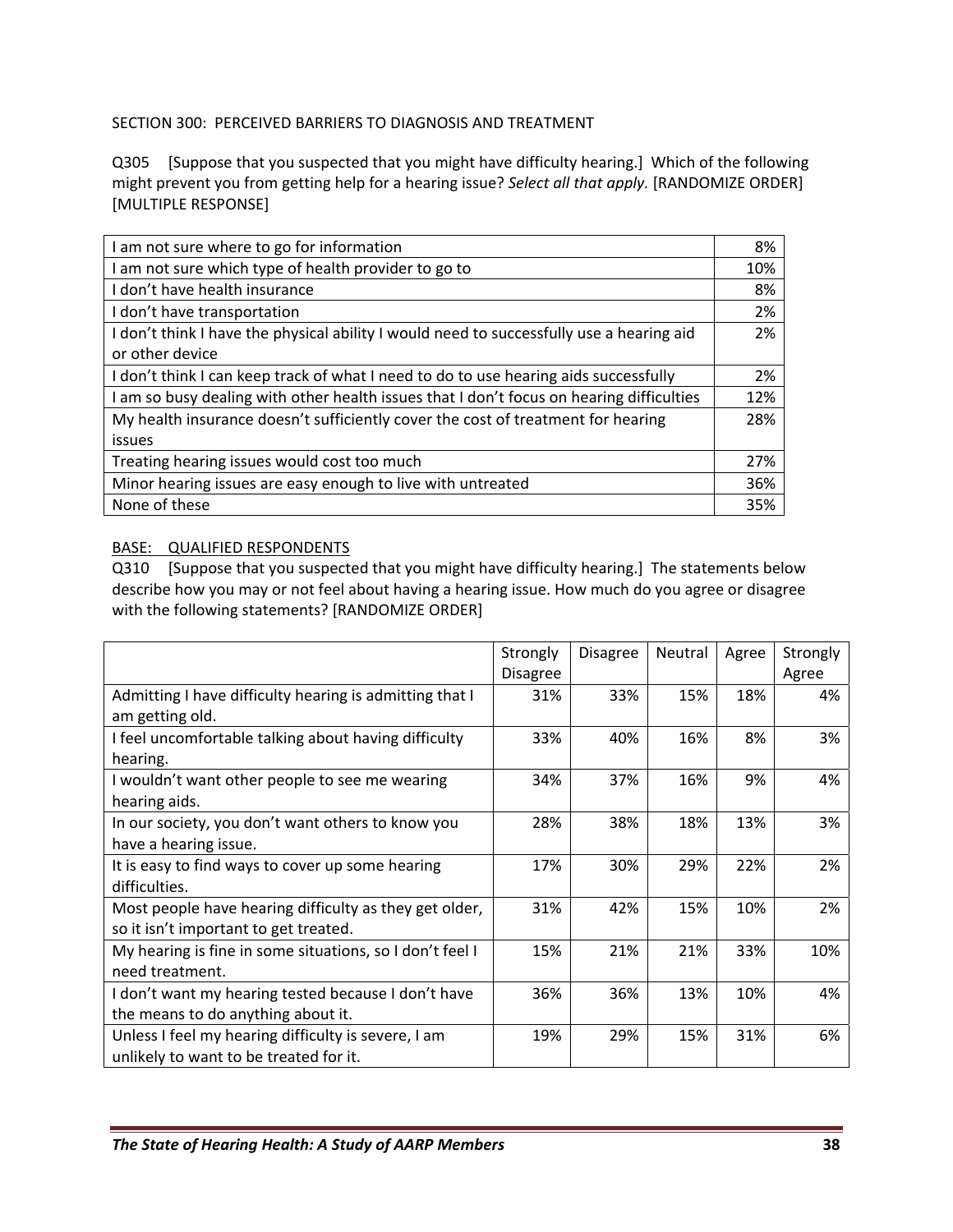SECTION 300: PERCEIVED BARRIERS TO DIAGNOSIS AND TREATMENT

Q305 [Suppose that you suspected that you might have difficulty hearing.] Which of the following might prevent you from getting help for a hearing issue? *Select all that apply.* [RANDOMIZE ORDER] [MULTIPLE RESPONSE]

| | |
|---|---|
| I am not sure where to go for information | 8% |
| I am not sure which type of health provider to go to | 10% |
| I don't have health insurance | 8% |
| I don't have transportation | 2% |
| I don't think I have the physical ability I would need to successfully use a hearing aid or other device | 2% |
| I don't think I can keep track of what I need to do to use hearing aids successfully | 2% |
| I am so busy dealing with other health issues that I don't focus on hearing difficulties | 12% |
| My health insurance doesn't sufficiently cover the cost of treatment for hearing issues | 28% |
| Treating hearing issues would cost too much | 27% |
| Minor hearing issues are easy enough to live with untreated | 36% |
| None of these | 35% |

BASE: QUALIFIED RESPONDENTS

Q310 [Suppose that you suspected that you might have difficulty hearing.] The statements below describe how you may or not feel about having a hearing issue. How much do you agree or disagree with the following statements? [RANDOMIZE ORDER]

| | Strongly Disagree | Disagree | Neutral | Agree | Strongly Agree |
|---|---|---|---|---|---|
| Admitting I have difficulty hearing is admitting that I am getting old. | 31% | 33% | 15% | 18% | 4% |
| I feel uncomfortable talking about having difficulty hearing. | 33% | 40% | 16% | 8% | 3% |
| I wouldn't want other people to see me wearing hearing aids. | 34% | 37% | 16% | 9% | 4% |
| In our society, you don't want others to know you have a hearing issue. | 28% | 38% | 18% | 13% | 3% |
| It is easy to find ways to cover up some hearing difficulties. | 17% | 30% | 29% | 22% | 2% |
| Most people have hearing difficulty as they get older, so it isn't important to get treated. | 31% | 42% | 15% | 10% | 2% |
| My hearing is fine in some situations, so I don't feel I need treatment. | 15% | 21% | 21% | 33% | 10% |
| I don't want my hearing tested because I don't have the means to do anything about it. | 36% | 36% | 13% | 10% | 4% |
| Unless I feel my hearing difficulty is severe, I am unlikely to want to be treated for it. | 19% | 29% | 15% | 31% | 6% |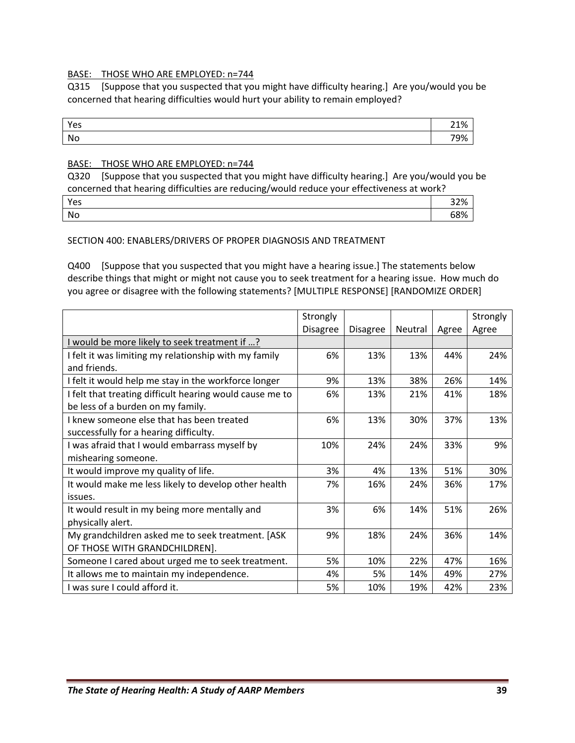BASE: THOSE WHO ARE EMPLOYED: n=744

Q315 [Suppose that you suspected that you might have difficulty hearing.] Are you/would you be concerned that hearing difficulties would hurt your ability to remain employed?

| | |
|---|---|
| Yes | 21% |
| No | 79% |

BASE: THOSE WHO ARE EMPLOYED: n=744

Q320 [Suppose that you suspected that you might have difficulty hearing.] Are you/would you be concerned that hearing difficulties are reducing/would reduce your effectiveness at work?

| | |
|---|---|
| Yes | 32% |
| No | 68% |

SECTION 400: ENABLERS/DRIVERS OF PROPER DIAGNOSIS AND TREATMENT

Q400 [Suppose that you suspected that you might have a hearing issue.] The statements below describe things that might or might not cause you to seek treatment for a hearing issue. How much do you agree or disagree with the following statements? [MULTIPLE RESPONSE] [RANDOMIZE ORDER]

| | Strongly Disagree | Disagree | Neutral | Agree | Strongly Agree |
|---|---|---|---|---|---|
| I would be more likely to seek treatment if …? | | | | | |
| I felt it was limiting my relationship with my family and friends. | 6% | 13% | 13% | 44% | 24% |
| I felt it would help me stay in the workforce longer | 9% | 13% | 38% | 26% | 14% |
| I felt that treating difficult hearing would cause me to be less of a burden on my family. | 6% | 13% | 21% | 41% | 18% |
| I knew someone else that has been treated successfully for a hearing difficulty. | 6% | 13% | 30% | 37% | 13% |
| I was afraid that I would embarrass myself by mishearing someone. | 10% | 24% | 24% | 33% | 9% |
| It would improve my quality of life. | 3% | 4% | 13% | 51% | 30% |
| It would make me less likely to develop other health issues. | 7% | 16% | 24% | 36% | 17% |
| It would result in my being more mentally and physically alert. | 3% | 6% | 14% | 51% | 26% |
| My grandchildren asked me to seek treatment. [ASK OF THOSE WITH GRANDCHILDREN]. | 9% | 18% | 24% | 36% | 14% |
| Someone I cared about urged me to seek treatment. | 5% | 10% | 22% | 47% | 16% |
| It allows me to maintain my independence. | 4% | 5% | 14% | 49% | 27% |
| I was sure I could afford it. | 5% | 10% | 19% | 42% | 23% |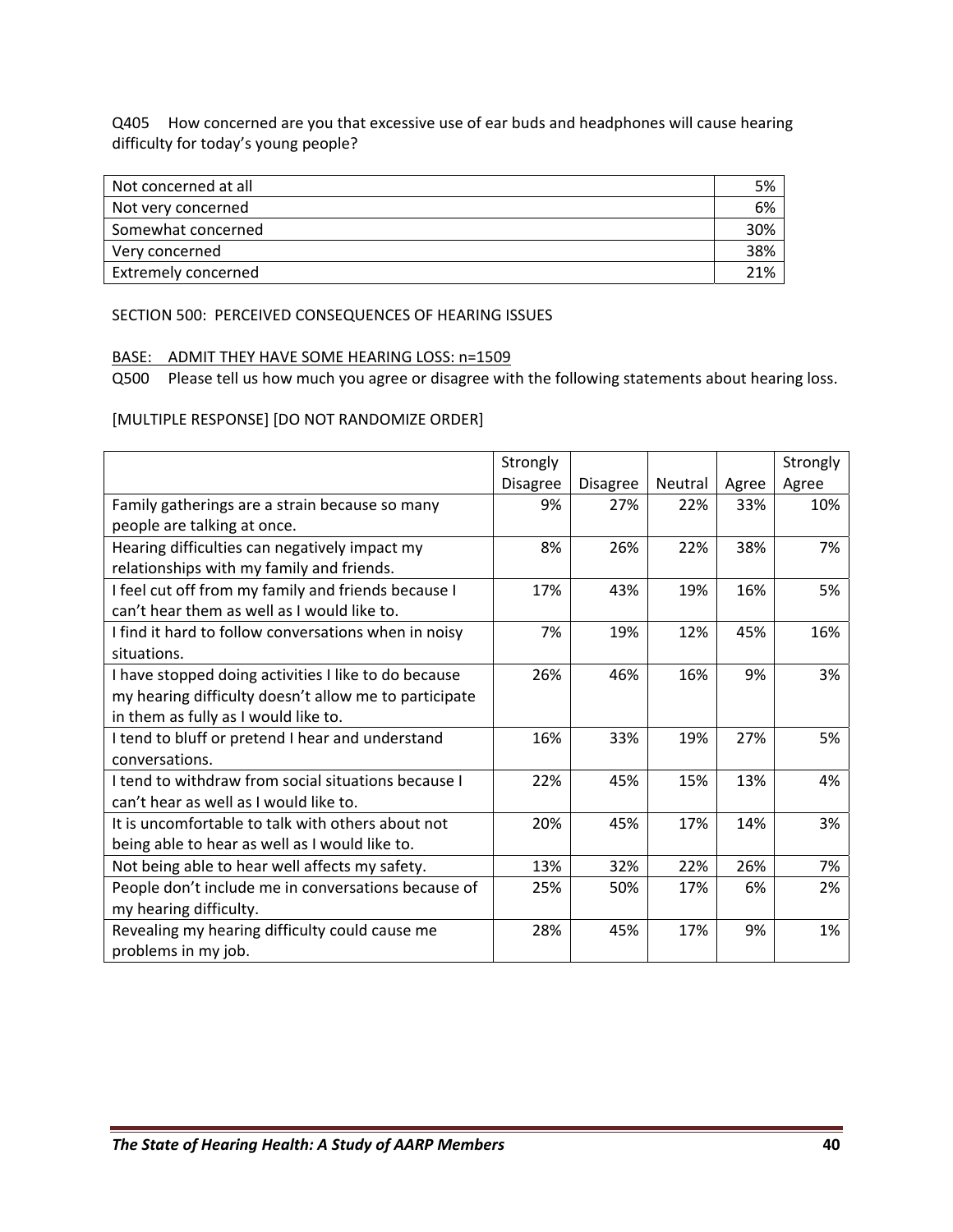Q405 How concerned are you that excessive use of ear buds and headphones will cause hearing difficulty for today's young people?

| | |
|---|---|
| Not concerned at all | 5% |
| Not very concerned | 6% |
| Somewhat concerned | 30% |
| Very concerned | 38% |
| Extremely concerned | 21% |

SECTION 500: PERCEIVED CONSEQUENCES OF HEARING ISSUES

BASE: ADMIT THEY HAVE SOME HEARING LOSS: n=1509

Q500 Please tell us how much you agree or disagree with the following statements about hearing loss.

[MULTIPLE RESPONSE] [DO NOT RANDOMIZE ORDER]

| | Strongly Disagree | Disagree | Neutral | Agree | Strongly Agree |
|---|---|---|---|---|---|
| Family gatherings are a strain because so many people are talking at once. | 9% | 27% | 22% | 33% | 10% |
| Hearing difficulties can negatively impact my relationships with my family and friends. | 8% | 26% | 22% | 38% | 7% |
| I feel cut off from my family and friends because I can't hear them as well as I would like to. | 17% | 43% | 19% | 16% | 5% |
| I find it hard to follow conversations when in noisy situations. | 7% | 19% | 12% | 45% | 16% |
| I have stopped doing activities I like to do because my hearing difficulty doesn't allow me to participate in them as fully as I would like to. | 26% | 46% | 16% | 9% | 3% |
| I tend to bluff or pretend I hear and understand conversations. | 16% | 33% | 19% | 27% | 5% |
| I tend to withdraw from social situations because I can't hear as well as I would like to. | 22% | 45% | 15% | 13% | 4% |
| It is uncomfortable to talk with others about not being able to hear as well as I would like to. | 20% | 45% | 17% | 14% | 3% |
| Not being able to hear well affects my safety. | 13% | 32% | 22% | 26% | 7% |
| People don't include me in conversations because of my hearing difficulty. | 25% | 50% | 17% | 6% | 2% |
| Revealing my hearing difficulty could cause me problems in my job. | 28% | 45% | 17% | 9% | 1% |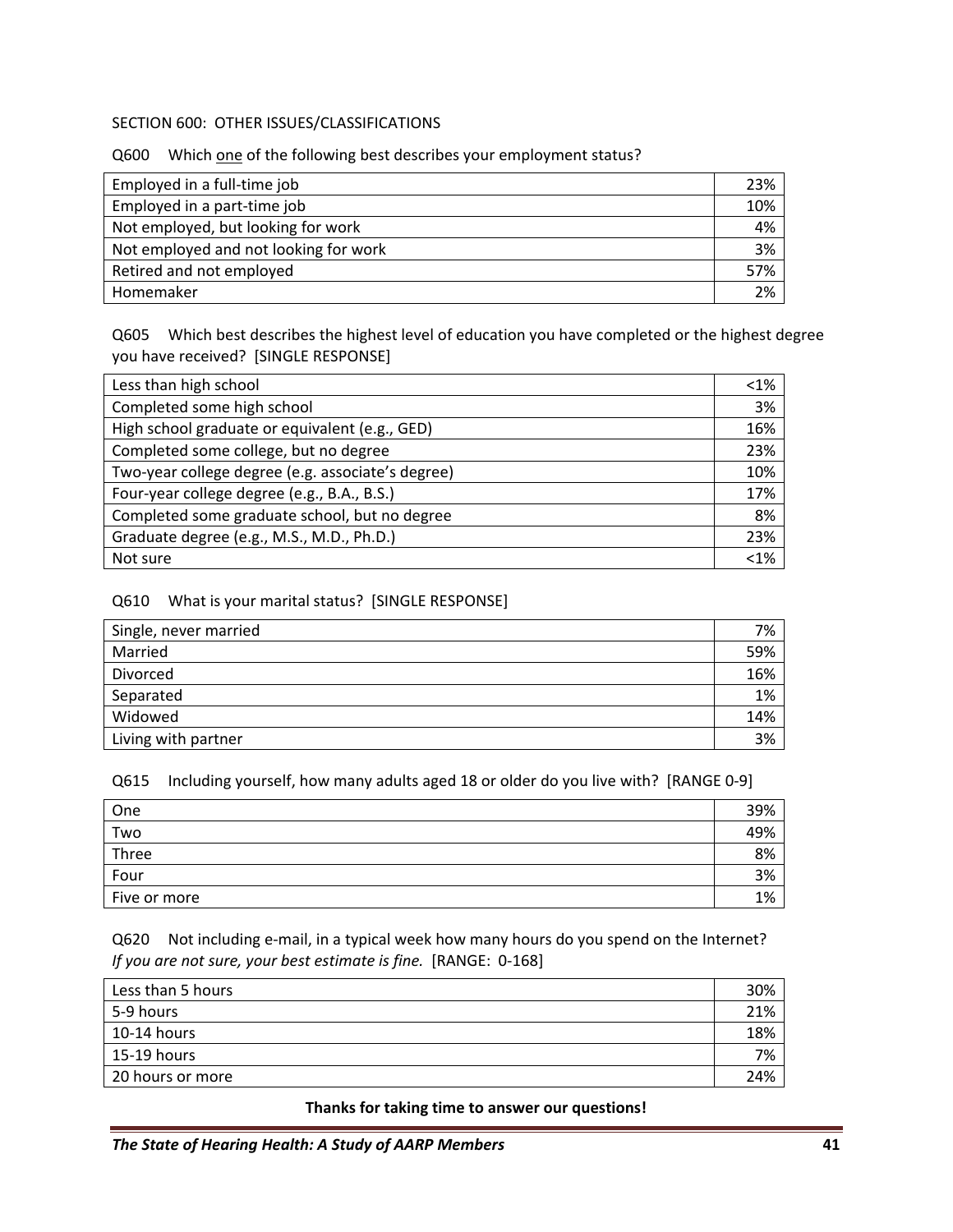SECTION 600: OTHER ISSUES/CLASSIFICATIONS

Q600 Which one of the following best describes your employment status?

| | |
|---|---|
| Employed in a full-time job | 23% |
| Employed in a part-time job | 10% |
| Not employed, but looking for work | 4% |
| Not employed and not looking for work | 3% |
| Retired and not employed | 57% |
| Homemaker | 2% |

Q605 Which best describes the highest level of education you have completed or the highest degree you have received? [SINGLE RESPONSE]

| | |
|---|---|
| Less than high school | <1% |
| Completed some high school | 3% |
| High school graduate or equivalent (e.g., GED) | 16% |
| Completed some college, but no degree | 23% |
| Two-year college degree (e.g. associate's degree) | 10% |
| Four-year college degree (e.g., B.A., B.S.) | 17% |
| Completed some graduate school, but no degree | 8% |
| Graduate degree (e.g., M.S., M.D., Ph.D.) | 23% |
| Not sure | <1% |

Q610 What is your marital status? [SINGLE RESPONSE]

| | |
|---|---|
| Single, never married | 7% |
| Married | 59% |
| Divorced | 16% |
| Separated | 1% |
| Widowed | 14% |
| Living with partner | 3% |

Q615 Including yourself, how many adults aged 18 or older do you live with? [RANGE 0-9]

| | |
|---|---|
| One | 39% |
| Two | 49% |
| Three | 8% |
| Four | 3% |
| Five or more | 1% |

Q620 Not including e-mail, in a typical week how many hours do you spend on the Internet? *If you are not sure, your best estimate is fine.* [RANGE: 0-168]

| | |
|---|---|
| Less than 5 hours | 30% |
| 5-9 hours | 21% |
| 10-14 hours | 18% |
| 15-19 hours | 7% |
| 20 hours or more | 24% |

**Thanks for taking time to answer our questions!**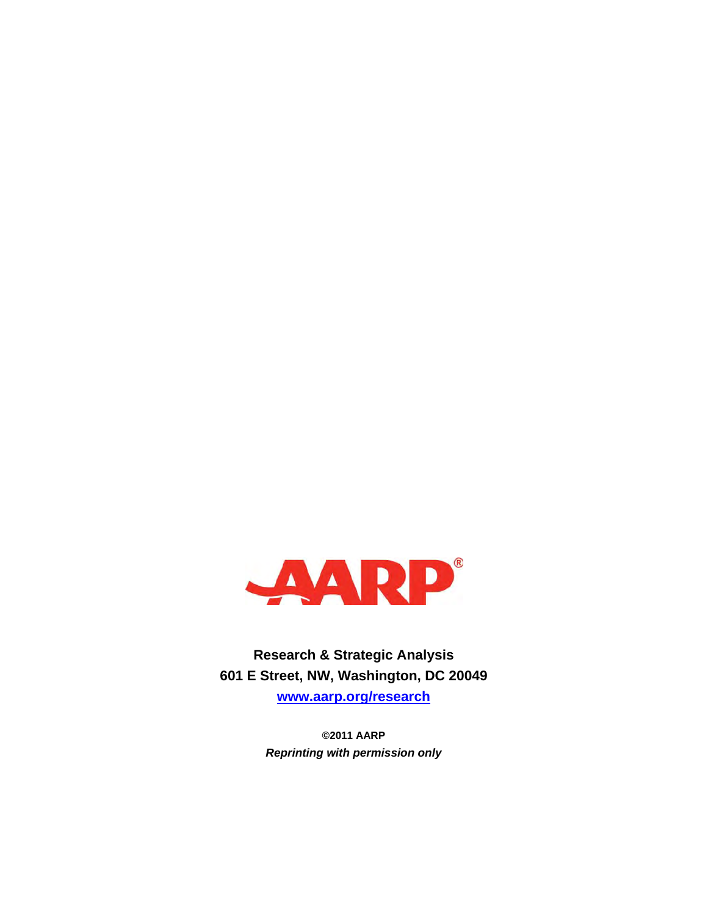AARP®

**Research & Strategic Analysis**
**601 E Street, NW, Washington, DC 20049**
**[www.aarp.org/research](http://www.aarp.org/research)**

**©2011 AARP**
***Reprinting with permission only***